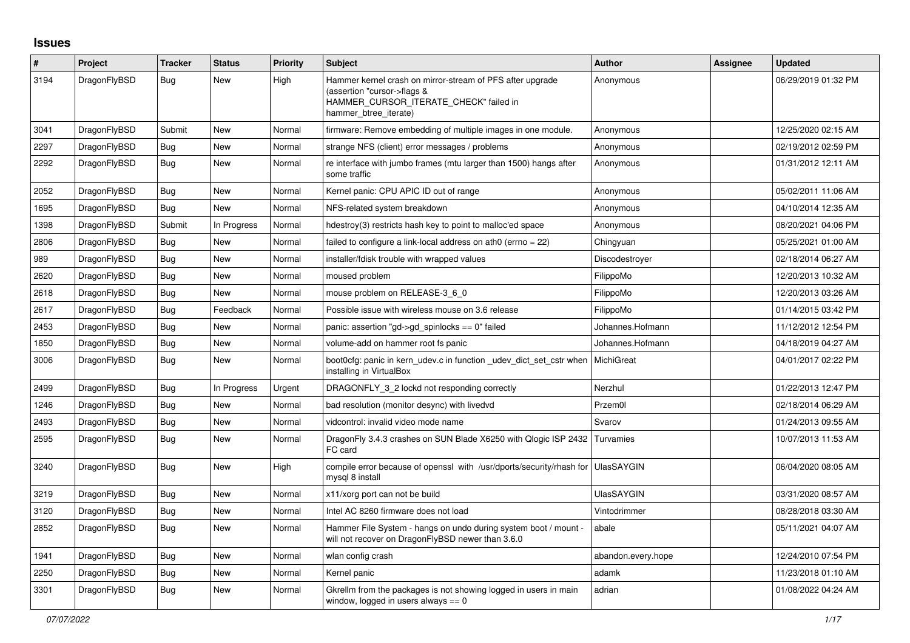# Issues

| # | Project | Tracker | Status | Priority | Subject | Author | Assignee | Updated |
|---|---|---|---|---|---|---|---|---|
| 3194 | DragonFlyBSD | Bug | New | High | Hammer kernel crash on mirror-stream of PFS after upgrade (assertion "cursor->flags & HAMMER_CURSOR_ITERATE_CHECK" failed in hammer_btree_iterate) | Anonymous | | 06/29/2019 01:32 PM |
| 3041 | DragonFlyBSD | Submit | New | Normal | firmware: Remove embedding of multiple images in one module. | Anonymous | | 12/25/2020 02:15 AM |
| 2297 | DragonFlyBSD | Bug | New | Normal | strange NFS (client) error messages / problems | Anonymous | | 02/19/2012 02:59 PM |
| 2292 | DragonFlyBSD | Bug | New | Normal | re interface with jumbo frames (mtu larger than 1500) hangs after some traffic | Anonymous | | 01/31/2012 12:11 AM |
| 2052 | DragonFlyBSD | Bug | New | Normal | Kernel panic: CPU APIC ID out of range | Anonymous | | 05/02/2011 11:06 AM |
| 1695 | DragonFlyBSD | Bug | New | Normal | NFS-related system breakdown | Anonymous | | 04/10/2014 12:35 AM |
| 1398 | DragonFlyBSD | Submit | In Progress | Normal | hdestroy(3) restricts hash key to point to malloc'ed space | Anonymous | | 08/20/2021 04:06 PM |
| 2806 | DragonFlyBSD | Bug | New | Normal | failed to configure a link-local address on ath0 (errno = 22) | Chingyuan | | 05/25/2021 01:00 AM |
| 989 | DragonFlyBSD | Bug | New | Normal | installer/fdisk trouble with wrapped values | Discodestroyer | | 02/18/2014 06:27 AM |
| 2620 | DragonFlyBSD | Bug | New | Normal | moused problem | FilippoMo | | 12/20/2013 10:32 AM |
| 2618 | DragonFlyBSD | Bug | New | Normal | mouse problem on RELEASE-3_6_0 | FilippoMo | | 12/20/2013 03:26 AM |
| 2617 | DragonFlyBSD | Bug | Feedback | Normal | Possible issue with wireless mouse on 3.6 release | FilippoMo | | 01/14/2015 03:42 PM |
| 2453 | DragonFlyBSD | Bug | New | Normal | panic: assertion "gd->gd_spinlocks == 0" failed | Johannes.Hofmann | | 11/12/2012 12:54 PM |
| 1850 | DragonFlyBSD | Bug | New | Normal | volume-add on hammer root fs panic | Johannes.Hofmann | | 04/18/2019 04:27 AM |
| 3006 | DragonFlyBSD | Bug | New | Normal | boot0cfg: panic in kern_udev.c in function _udev_dict_set_cstr when installing in VirtualBox | MichiGreat | | 04/01/2017 02:22 PM |
| 2499 | DragonFlyBSD | Bug | In Progress | Urgent | DRAGONFLY_3_2 lockd not responding correctly | Nerzhul | | 01/22/2013 12:47 PM |
| 1246 | DragonFlyBSD | Bug | New | Normal | bad resolution (monitor desync) with livedvd | Przem0l | | 02/18/2014 06:29 AM |
| 2493 | DragonFlyBSD | Bug | New | Normal | vidcontrol: invalid video mode name | Svarov | | 01/24/2013 09:55 AM |
| 2595 | DragonFlyBSD | Bug | New | Normal | DragonFly 3.4.3 crashes on SUN Blade X6250 with Qlogic ISP 2432 FC card | Turvamies | | 10/07/2013 11:53 AM |
| 3240 | DragonFlyBSD | Bug | New | High | compile error because of openssl with /usr/dports/security/rhash for mysql 8 install | UlasSAYGIN | | 06/04/2020 08:05 AM |
| 3219 | DragonFlyBSD | Bug | New | Normal | x11/xorg port can not be build | UlasSAYGIN | | 03/31/2020 08:57 AM |
| 3120 | DragonFlyBSD | Bug | New | Normal | Intel AC 8260 firmware does not load | Vintodrimmer | | 08/28/2018 03:30 AM |
| 2852 | DragonFlyBSD | Bug | New | Normal | Hammer File System - hangs on undo during system boot / mount - will not recover on DragonFlyBSD newer than 3.6.0 | abale | | 05/11/2021 04:07 AM |
| 1941 | DragonFlyBSD | Bug | New | Normal | wlan config crash | abandon.every.hope | | 12/24/2010 07:54 PM |
| 2250 | DragonFlyBSD | Bug | New | Normal | Kernel panic | adamk | | 11/23/2018 01:10 AM |
| 3301 | DragonFlyBSD | Bug | New | Normal | Gkrellm from the packages is not showing logged in users in main window, logged in users always == 0 | adrian | | 01/08/2022 04:24 AM |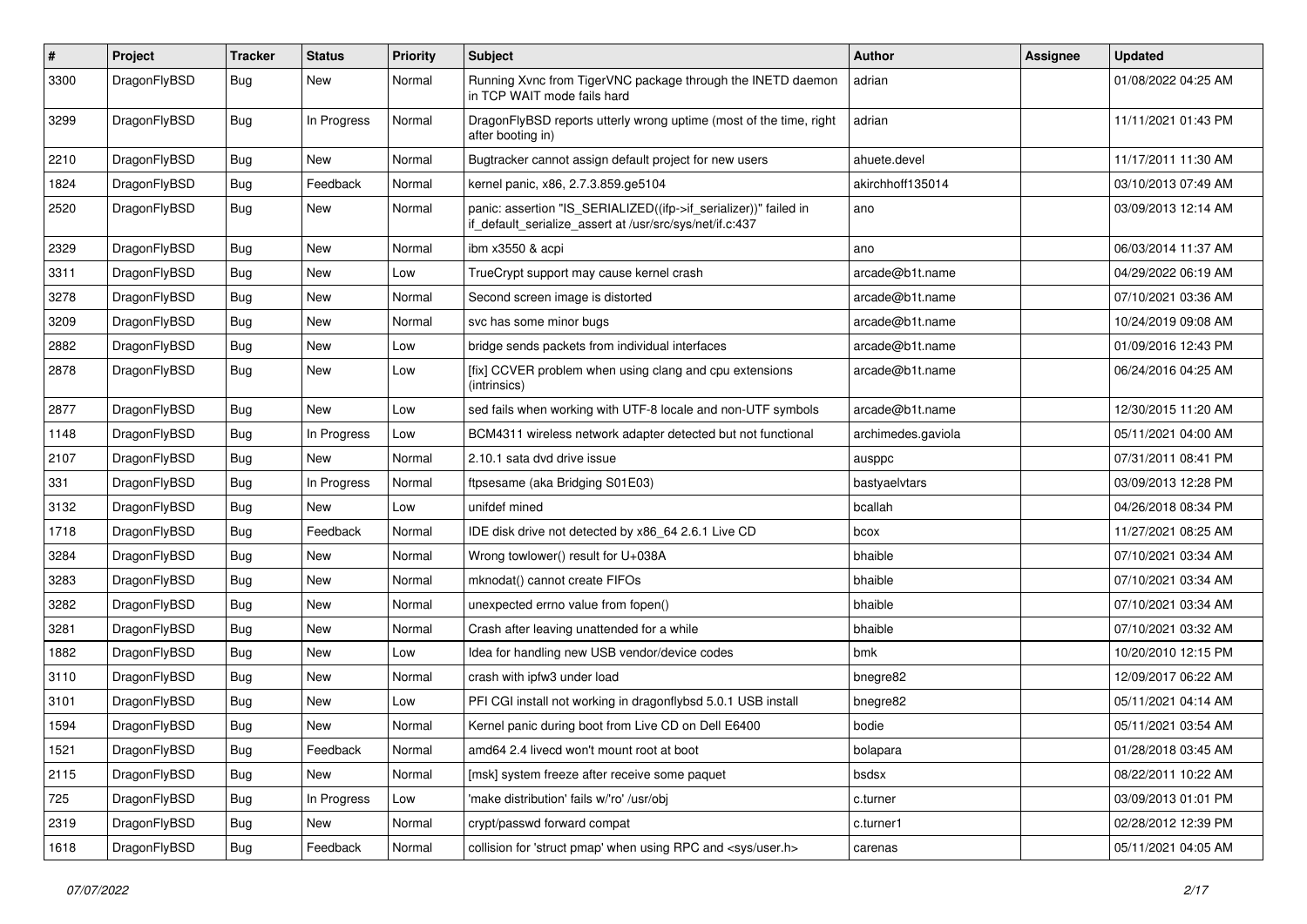| # | Project | Tracker | Status | Priority | Subject | Author | Assignee | Updated |
|---|---|---|---|---|---|---|---|---|
| 3300 | DragonFlyBSD | Bug | New | Normal | Running Xvnc from TigerVNC package through the INETD daemon in TCP WAIT mode fails hard | adrian | | 01/08/2022 04:25 AM |
| 3299 | DragonFlyBSD | Bug | In Progress | Normal | DragonFlyBSD reports utterly wrong uptime (most of the time, right after booting in) | adrian | | 11/11/2021 01:43 PM |
| 2210 | DragonFlyBSD | Bug | New | Normal | Bugtracker cannot assign default project for new users | ahuete.devel | | 11/17/2011 11:30 AM |
| 1824 | DragonFlyBSD | Bug | Feedback | Normal | kernel panic, x86, 2.7.3.859.ge5104 | akirchhoff135014 | | 03/10/2013 07:49 AM |
| 2520 | DragonFlyBSD | Bug | New | Normal | panic: assertion "IS_SERIALIZED((ifp->if_serializer))" failed in if_default_serialize_assert at /usr/src/sys/net/if.c:437 | ano | | 03/09/2013 12:14 AM |
| 2329 | DragonFlyBSD | Bug | New | Normal | ibm x3550 & acpi | ano | | 06/03/2014 11:37 AM |
| 3311 | DragonFlyBSD | Bug | New | Low | TrueCrypt support may cause kernel crash | arcade@b1t.name | | 04/29/2022 06:19 AM |
| 3278 | DragonFlyBSD | Bug | New | Normal | Second screen image is distorted | arcade@b1t.name | | 07/10/2021 03:36 AM |
| 3209 | DragonFlyBSD | Bug | New | Normal | svc has some minor bugs | arcade@b1t.name | | 10/24/2019 09:08 AM |
| 2882 | DragonFlyBSD | Bug | New | Low | bridge sends packets from individual interfaces | arcade@b1t.name | | 01/09/2016 12:43 PM |
| 2878 | DragonFlyBSD | Bug | New | Low | [fix] CCVER problem when using clang and cpu extensions (intrinsics) | arcade@b1t.name | | 06/24/2016 04:25 AM |
| 2877 | DragonFlyBSD | Bug | New | Low | sed fails when working with UTF-8 locale and non-UTF symbols | arcade@b1t.name | | 12/30/2015 11:20 AM |
| 1148 | DragonFlyBSD | Bug | In Progress | Low | BCM4311 wireless network adapter detected but not functional | archimedes.gaviola | | 05/11/2021 04:00 AM |
| 2107 | DragonFlyBSD | Bug | New | Normal | 2.10.1 sata dvd drive issue | ausppc | | 07/31/2011 08:41 PM |
| 331 | DragonFlyBSD | Bug | In Progress | Normal | ftpsesame (aka Bridging S01E03) | bastyaelvtars | | 03/09/2013 12:28 PM |
| 3132 | DragonFlyBSD | Bug | New | Low | unifdef mined | bcallah | | 04/26/2018 08:34 PM |
| 1718 | DragonFlyBSD | Bug | Feedback | Normal | IDE disk drive not detected by x86_64 2.6.1 Live CD | bcox | | 11/27/2021 08:25 AM |
| 3284 | DragonFlyBSD | Bug | New | Normal | Wrong towlower() result for U+038A | bhaible | | 07/10/2021 03:34 AM |
| 3283 | DragonFlyBSD | Bug | New | Normal | mknodat() cannot create FIFOs | bhaible | | 07/10/2021 03:34 AM |
| 3282 | DragonFlyBSD | Bug | New | Normal | unexpected errno value from fopen() | bhaible | | 07/10/2021 03:34 AM |
| 3281 | DragonFlyBSD | Bug | New | Normal | Crash after leaving unattended for a while | bhaible | | 07/10/2021 03:32 AM |
| 1882 | DragonFlyBSD | Bug | New | Low | Idea for handling new USB vendor/device codes | bmk | | 10/20/2010 12:15 PM |
| 3110 | DragonFlyBSD | Bug | New | Normal | crash with ipfw3 under load | bnegre82 | | 12/09/2017 06:22 AM |
| 3101 | DragonFlyBSD | Bug | New | Low | PFI CGI install not working in dragonflybsd 5.0.1 USB install | bnegre82 | | 05/11/2021 04:14 AM |
| 1594 | DragonFlyBSD | Bug | New | Normal | Kernel panic during boot from Live CD on Dell E6400 | bodie | | 05/11/2021 03:54 AM |
| 1521 | DragonFlyBSD | Bug | Feedback | Normal | amd64 2.4 livecd won't mount root at boot | bolapara | | 01/28/2018 03:45 AM |
| 2115 | DragonFlyBSD | Bug | New | Normal | [msk] system freeze after receive some paquet | bsdsx | | 08/22/2011 10:22 AM |
| 725 | DragonFlyBSD | Bug | In Progress | Low | 'make distribution' fails w/'ro' /usr/obj | c.turner | | 03/09/2013 01:01 PM |
| 2319 | DragonFlyBSD | Bug | New | Normal | crypt/passwd forward compat | c.turner1 | | 02/28/2012 12:39 PM |
| 1618 | DragonFlyBSD | Bug | Feedback | Normal | collision for 'struct pmap' when using RPC and <sys/user.h> | carenas | | 05/11/2021 04:05 AM |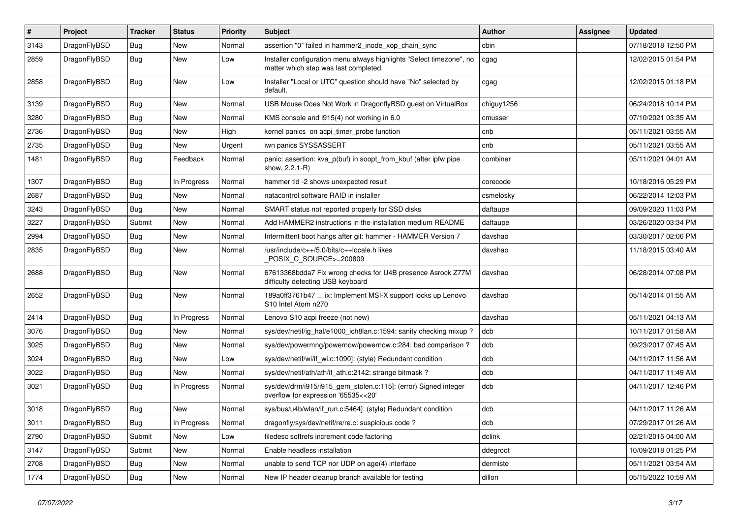| # | Project | Tracker | Status | Priority | Subject | Author | Assignee | Updated |
|---|---|---|---|---|---|---|---|---|
| 3143 | DragonFlyBSD | Bug | New | Normal | assertion "0" failed in hammer2_inode_xop_chain_sync | cbin | | 07/18/2018 12:50 PM |
| 2859 | DragonFlyBSD | Bug | New | Low | Installer configuration menu always highlights "Select timezone", no matter which step was last completed. | cgag | | 12/02/2015 01:54 PM |
| 2858 | DragonFlyBSD | Bug | New | Low | Installer "Local or UTC" question should have "No" selected by default. | cgag | | 12/02/2015 01:18 PM |
| 3139 | DragonFlyBSD | Bug | New | Normal | USB Mouse Does Not Work in DragonflyBSD guest on VirtualBox | chiguy1256 | | 06/24/2018 10:14 PM |
| 3280 | DragonFlyBSD | Bug | New | Normal | KMS console and i915(4) not working in 6.0 | cmusser | | 07/10/2021 03:35 AM |
| 2736 | DragonFlyBSD | Bug | New | High | kernel panics on acpi_timer_probe function | cnb | | 05/11/2021 03:55 AM |
| 2735 | DragonFlyBSD | Bug | New | Urgent | iwn panics SYSSASSERT | cnb | | 05/11/2021 03:55 AM |
| 1481 | DragonFlyBSD | Bug | Feedback | Normal | panic: assertion: kva_p(buf) in soopt_from_kbuf (after ipfw pipe show, 2.2.1-R) | combiner | | 05/11/2021 04:01 AM |
| 1307 | DragonFlyBSD | Bug | In Progress | Normal | hammer tid -2 shows unexpected result | corecode | | 10/18/2016 05:29 PM |
| 2687 | DragonFlyBSD | Bug | New | Normal | natacontrol software RAID in installer | csmelosky | | 06/22/2014 12:03 PM |
| 3243 | DragonFlyBSD | Bug | New | Normal | SMART status not reported properly for SSD disks | daftaupe | | 09/09/2020 11:03 PM |
| 3227 | DragonFlyBSD | Submit | New | Normal | Add HAMMER2 instructions in the installation medium README | daftaupe | | 03/26/2020 03:34 PM |
| 2994 | DragonFlyBSD | Bug | New | Normal | Intermittent boot hangs after git: hammer - HAMMER Version 7 | davshao | | 03/30/2017 02:06 PM |
| 2835 | DragonFlyBSD | Bug | New | Normal | /usr/include/c++/5.0/bits/c++locale.h likes _POSIX_C_SOURCE>=200809 | davshao | | 11/18/2015 03:40 AM |
| 2688 | DragonFlyBSD | Bug | New | Normal | 67613368bdda7 Fix wrong checks for U4B presence Asrock Z77M difficulty detecting USB keyboard | davshao | | 06/28/2014 07:08 PM |
| 2652 | DragonFlyBSD | Bug | New | Normal | 189a0ff3761b47 ... ix: Implement MSI-X support locks up Lenovo S10 Intel Atom n270 | davshao | | 05/14/2014 01:55 AM |
| 2414 | DragonFlyBSD | Bug | In Progress | Normal | Lenovo S10 acpi freeze (not new) | davshao | | 05/11/2021 04:13 AM |
| 3076 | DragonFlyBSD | Bug | New | Normal | sys/dev/netif/ig_hal/e1000_ich8lan.c:1594: sanity checking mixup ? | dcb | | 10/11/2017 01:58 AM |
| 3025 | DragonFlyBSD | Bug | New | Normal | sys/dev/powermng/powernow/powernow.c:284: bad comparison ? | dcb | | 09/23/2017 07:45 AM |
| 3024 | DragonFlyBSD | Bug | New | Low | sys/dev/netif/wi/if_wi.c:1090]: (style) Redundant condition | dcb | | 04/11/2017 11:56 AM |
| 3022 | DragonFlyBSD | Bug | New | Normal | sys/dev/netif/ath/ath/if_ath.c:2142: strange bitmask ? | dcb | | 04/11/2017 11:49 AM |
| 3021 | DragonFlyBSD | Bug | In Progress | Normal | sys/dev/drm/i915/i915_gem_stolen.c:115]: (error) Signed integer overflow for expression '65535<<20' | dcb | | 04/11/2017 12:46 PM |
| 3018 | DragonFlyBSD | Bug | New | Normal | sys/bus/u4b/wlan/if_run.c:5464]: (style) Redundant condition | dcb | | 04/11/2017 11:26 AM |
| 3011 | DragonFlyBSD | Bug | In Progress | Normal | dragonfly/sys/dev/netif/re/re.c: suspicious code ? | dcb | | 07/29/2017 01:26 AM |
| 2790 | DragonFlyBSD | Submit | New | Low | filedesc softrefs increment code factoring | dclink | | 02/21/2015 04:00 AM |
| 3147 | DragonFlyBSD | Submit | New | Normal | Enable headless installation | ddegroot | | 10/09/2018 01:25 PM |
| 2708 | DragonFlyBSD | Bug | New | Normal | unable to send TCP nor UDP on age(4) interface | dermiste | | 05/11/2021 03:54 AM |
| 1774 | DragonFlyBSD | Bug | New | Normal | New IP header cleanup branch available for testing | dillon | | 05/15/2022 10:59 AM |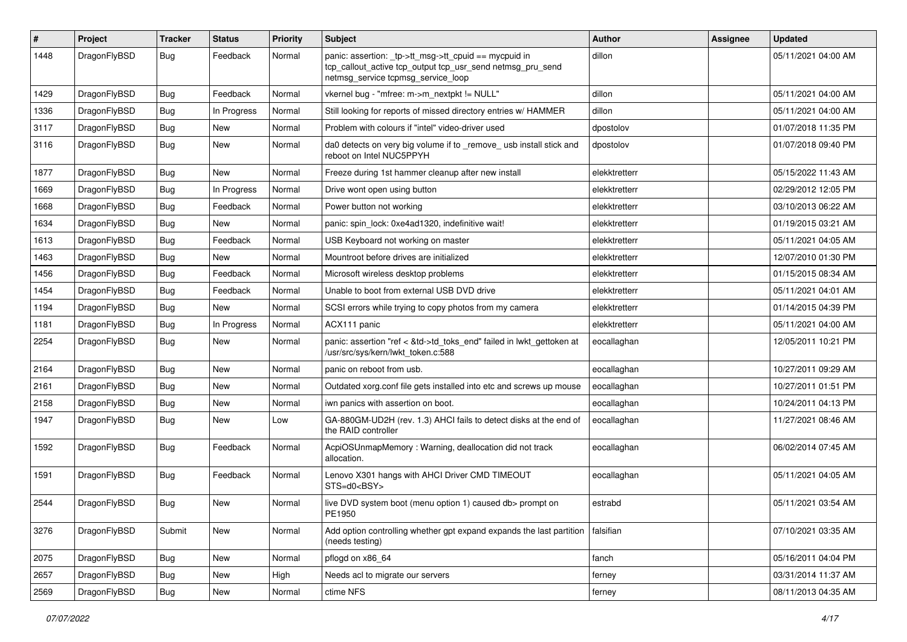| # | Project | Tracker | Status | Priority | Subject | Author | Assignee | Updated |
|---|---|---|---|---|---|---|---|---|
| 1448 | DragonFlyBSD | Bug | Feedback | Normal | panic: assertion: _tp->tt_msg->tt_cpuid == mycpuid in tcp_callout_active tcp_output tcp_usr_send netmsg_pru_send netmsg_service tcpmsg_service_loop | dillon | | 05/11/2021 04:00 AM |
| 1429 | DragonFlyBSD | Bug | Feedback | Normal | vkernel bug - "mfree: m->m_nextpkt != NULL" | dillon | | 05/11/2021 04:00 AM |
| 1336 | DragonFlyBSD | Bug | In Progress | Normal | Still looking for reports of missed directory entries w/ HAMMER | dillon | | 05/11/2021 04:00 AM |
| 3117 | DragonFlyBSD | Bug | New | Normal | Problem with colours if "intel" video-driver used | dpostolov | | 01/07/2018 11:35 PM |
| 3116 | DragonFlyBSD | Bug | New | Normal | da0 detects on very big volume if to _remove_ usb install stick and reboot on Intel NUC5PPYH | dpostolov | | 01/07/2018 09:40 PM |
| 1877 | DragonFlyBSD | Bug | New | Normal | Freeze during 1st hammer cleanup after new install | elekktretterr | | 05/15/2022 11:43 AM |
| 1669 | DragonFlyBSD | Bug | In Progress | Normal | Drive wont open using button | elekktretterr | | 02/29/2012 12:05 PM |
| 1668 | DragonFlyBSD | Bug | Feedback | Normal | Power button not working | elekktretterr | | 03/10/2013 06:22 AM |
| 1634 | DragonFlyBSD | Bug | New | Normal | panic: spin_lock: 0xe4ad1320, indefinitive wait! | elekktretterr | | 01/19/2015 03:21 AM |
| 1613 | DragonFlyBSD | Bug | Feedback | Normal | USB Keyboard not working on master | elekktretterr | | 05/11/2021 04:05 AM |
| 1463 | DragonFlyBSD | Bug | New | Normal | Mountroot before drives are initialized | elekktretterr | | 12/07/2010 01:30 PM |
| 1456 | DragonFlyBSD | Bug | Feedback | Normal | Microsoft wireless desktop problems | elekktretterr | | 01/15/2015 08:34 AM |
| 1454 | DragonFlyBSD | Bug | Feedback | Normal | Unable to boot from external USB DVD drive | elekktretterr | | 05/11/2021 04:01 AM |
| 1194 | DragonFlyBSD | Bug | New | Normal | SCSI errors while trying to copy photos from my camera | elekktretterr | | 01/14/2015 04:39 PM |
| 1181 | DragonFlyBSD | Bug | In Progress | Normal | ACX111 panic | elekktretterr | | 05/11/2021 04:00 AM |
| 2254 | DragonFlyBSD | Bug | New | Normal | panic: assertion "ref < &td->td_toks_end" failed in lwkt_gettoken at /usr/src/sys/kern/lwkt_token.c:588 | eocallaghan | | 12/05/2011 10:21 PM |
| 2164 | DragonFlyBSD | Bug | New | Normal | panic on reboot from usb. | eocallaghan | | 10/27/2011 09:29 AM |
| 2161 | DragonFlyBSD | Bug | New | Normal | Outdated xorg.conf file gets installed into etc and screws up mouse | eocallaghan | | 10/27/2011 01:51 PM |
| 2158 | DragonFlyBSD | Bug | New | Normal | iwn panics with assertion on boot. | eocallaghan | | 10/24/2011 04:13 PM |
| 1947 | DragonFlyBSD | Bug | New | Low | GA-880GM-UD2H (rev. 1.3) AHCI fails to detect disks at the end of the RAID controller | eocallaghan | | 11/27/2021 08:46 AM |
| 1592 | DragonFlyBSD | Bug | Feedback | Normal | AcpiOSUnmapMemory : Warning, deallocation did not track allocation. | eocallaghan | | 06/02/2014 07:45 AM |
| 1591 | DragonFlyBSD | Bug | Feedback | Normal | Lenovo X301 hangs with AHCI Driver CMD TIMEOUT STS=d0<BSY> | eocallaghan | | 05/11/2021 04:05 AM |
| 2544 | DragonFlyBSD | Bug | New | Normal | live DVD system boot (menu option 1) caused db> prompt on PE1950 | estrabd | | 05/11/2021 03:54 AM |
| 3276 | DragonFlyBSD | Submit | New | Normal | Add option controlling whether gpt expand expands the last partition (needs testing) | falsifian | | 07/10/2021 03:35 AM |
| 2075 | DragonFlyBSD | Bug | New | Normal | pflogd on x86_64 | fanch | | 05/16/2011 04:04 PM |
| 2657 | DragonFlyBSD | Bug | New | High | Needs acl to migrate our servers | ferney | | 03/31/2014 11:37 AM |
| 2569 | DragonFlyBSD | Bug | New | Normal | ctime NFS | ferney | | 08/11/2013 04:35 AM |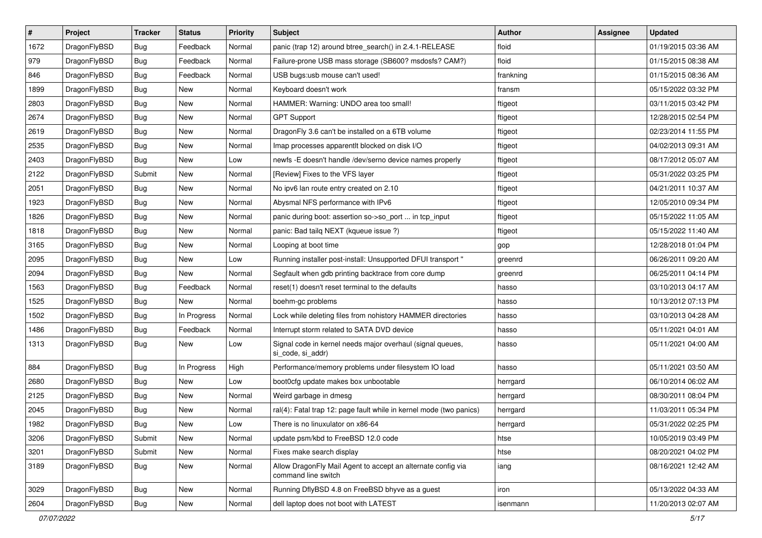| # | Project | Tracker | Status | Priority | Subject | Author | Assignee | Updated |
|---|---|---|---|---|---|---|---|---|
| 1672 | DragonFlyBSD | Bug | Feedback | Normal | panic (trap 12) around btree_search() in 2.4.1-RELEASE | floid | | 01/19/2015 03:36 AM |
| 979 | DragonFlyBSD | Bug | Feedback | Normal | Failure-prone USB mass storage (SB600? msdosfs? CAM?) | floid | | 01/15/2015 08:38 AM |
| 846 | DragonFlyBSD | Bug | Feedback | Normal | USB bugs:usb mouse can't used! | frankning | | 01/15/2015 08:36 AM |
| 1899 | DragonFlyBSD | Bug | New | Normal | Keyboard doesn't work | fransm | | 05/15/2022 03:32 PM |
| 2803 | DragonFlyBSD | Bug | New | Normal | HAMMER: Warning: UNDO area too small! | ftigeot | | 03/11/2015 03:42 PM |
| 2674 | DragonFlyBSD | Bug | New | Normal | GPT Support | ftigeot | | 12/28/2015 02:54 PM |
| 2619 | DragonFlyBSD | Bug | New | Normal | DragonFly 3.6 can't be installed on a 6TB volume | ftigeot | | 02/23/2014 11:55 PM |
| 2535 | DragonFlyBSD | Bug | New | Normal | Imap processes apparentlt blocked on disk I/O | ftigeot | | 04/02/2013 09:31 AM |
| 2403 | DragonFlyBSD | Bug | New | Low | newfs -E doesn't handle /dev/serno device names properly | ftigeot | | 08/17/2012 05:07 AM |
| 2122 | DragonFlyBSD | Submit | New | Normal | [Review] Fixes to the VFS layer | ftigeot | | 05/31/2022 03:25 PM |
| 2051 | DragonFlyBSD | Bug | New | Normal | No ipv6 lan route entry created on 2.10 | ftigeot | | 04/21/2011 10:37 AM |
| 1923 | DragonFlyBSD | Bug | New | Normal | Abysmal NFS performance with IPv6 | ftigeot | | 12/05/2010 09:34 PM |
| 1826 | DragonFlyBSD | Bug | New | Normal | panic during boot: assertion so->so_port ... in tcp_input | ftigeot | | 05/15/2022 11:05 AM |
| 1818 | DragonFlyBSD | Bug | New | Normal | panic: Bad tailq NEXT (kqueue issue ?) | ftigeot | | 05/15/2022 11:40 AM |
| 3165 | DragonFlyBSD | Bug | New | Normal | Looping at boot time | gop | | 12/28/2018 01:04 PM |
| 2095 | DragonFlyBSD | Bug | New | Low | Running installer post-install: Unsupported DFUI transport " | greenrd | | 06/26/2011 09:20 AM |
| 2094 | DragonFlyBSD | Bug | New | Normal | Segfault when gdb printing backtrace from core dump | greenrd | | 06/25/2011 04:14 PM |
| 1563 | DragonFlyBSD | Bug | Feedback | Normal | reset(1) doesn't reset terminal to the defaults | hasso | | 03/10/2013 04:17 AM |
| 1525 | DragonFlyBSD | Bug | New | Normal | boehm-gc problems | hasso | | 10/13/2012 07:13 PM |
| 1502 | DragonFlyBSD | Bug | In Progress | Normal | Lock while deleting files from nohistory HAMMER directories | hasso | | 03/10/2013 04:28 AM |
| 1486 | DragonFlyBSD | Bug | Feedback | Normal | Interrupt storm related to SATA DVD device | hasso | | 05/11/2021 04:01 AM |
| 1313 | DragonFlyBSD | Bug | New | Low | Signal code in kernel needs major overhaul (signal queues, si_code, si_addr) | hasso | | 05/11/2021 04:00 AM |
| 884 | DragonFlyBSD | Bug | In Progress | High | Performance/memory problems under filesystem IO load | hasso | | 05/11/2021 03:50 AM |
| 2680 | DragonFlyBSD | Bug | New | Low | boot0cfg update makes box unbootable | herrgard | | 06/10/2014 06:02 AM |
| 2125 | DragonFlyBSD | Bug | New | Normal | Weird garbage in dmesg | herrgard | | 08/30/2011 08:04 PM |
| 2045 | DragonFlyBSD | Bug | New | Normal | ral(4): Fatal trap 12: page fault while in kernel mode (two panics) | herrgard | | 11/03/2011 05:34 PM |
| 1982 | DragonFlyBSD | Bug | New | Low | There is no linuxulator on x86-64 | herrgard | | 05/31/2022 02:25 PM |
| 3206 | DragonFlyBSD | Submit | New | Normal | update psm/kbd to FreeBSD 12.0 code | htse | | 10/05/2019 03:49 PM |
| 3201 | DragonFlyBSD | Submit | New | Normal | Fixes make search display | htse | | 08/20/2021 04:02 PM |
| 3189 | DragonFlyBSD | Bug | New | Normal | Allow DragonFly Mail Agent to accept an alternate config via command line switch | iang | | 08/16/2021 12:42 AM |
| 3029 | DragonFlyBSD | Bug | New | Normal | Running DflyBSD 4.8 on FreeBSD bhyve as a guest | iron | | 05/13/2022 04:33 AM |
| 2604 | DragonFlyBSD | Bug | New | Normal | dell laptop does not boot with LATEST | isenmann | | 11/20/2013 02:07 AM |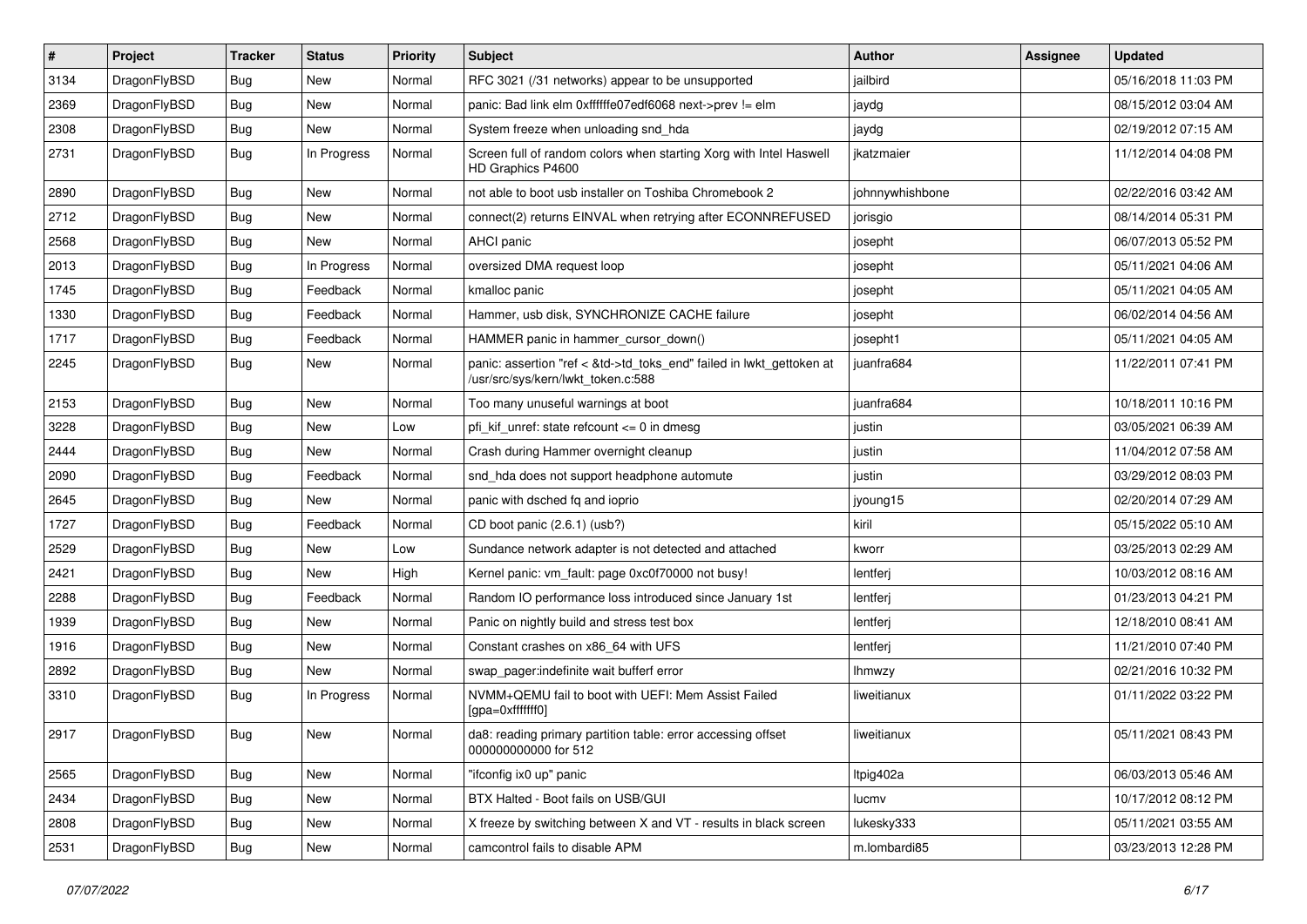| # | Project | Tracker | Status | Priority | Subject | Author | Assignee | Updated |
| --- | --- | --- | --- | --- | --- | --- | --- | --- |
| 3134 | DragonFlyBSD | Bug | New | Normal | RFC 3021 (/31 networks) appear to be unsupported | jailbird | | 05/16/2018 11:03 PM |
| 2369 | DragonFlyBSD | Bug | New | Normal | panic: Bad link elm 0xffffffe07edf6068 next->prev != elm | jaydg | | 08/15/2012 03:04 AM |
| 2308 | DragonFlyBSD | Bug | New | Normal | System freeze when unloading snd_hda | jaydg | | 02/19/2012 07:15 AM |
| 2731 | DragonFlyBSD | Bug | In Progress | Normal | Screen full of random colors when starting Xorg with Intel Haswell HD Graphics P4600 | jkatzmaier | | 11/12/2014 04:08 PM |
| 2890 | DragonFlyBSD | Bug | New | Normal | not able to boot usb installer on Toshiba Chromebook 2 | johnnywhishbone | | 02/22/2016 03:42 AM |
| 2712 | DragonFlyBSD | Bug | New | Normal | connect(2) returns EINVAL when retrying after ECONNREFUSED | jorisgio | | 08/14/2014 05:31 PM |
| 2568 | DragonFlyBSD | Bug | New | Normal | AHCI panic | josepht | | 06/07/2013 05:52 PM |
| 2013 | DragonFlyBSD | Bug | In Progress | Normal | oversized DMA request loop | josepht | | 05/11/2021 04:06 AM |
| 1745 | DragonFlyBSD | Bug | Feedback | Normal | kmalloc panic | josepht | | 05/11/2021 04:05 AM |
| 1330 | DragonFlyBSD | Bug | Feedback | Normal | Hammer, usb disk, SYNCHRONIZE CACHE failure | josepht | | 06/02/2014 04:56 AM |
| 1717 | DragonFlyBSD | Bug | Feedback | Normal | HAMMER panic in hammer_cursor_down() | josepht1 | | 05/11/2021 04:05 AM |
| 2245 | DragonFlyBSD | Bug | New | Normal | panic: assertion "ref < &td->td_toks_end" failed in lwkt_gettoken at /usr/src/sys/kern/lwkt_token.c:588 | juanfra684 | | 11/22/2011 07:41 PM |
| 2153 | DragonFlyBSD | Bug | New | Normal | Too many unuseful warnings at boot | juanfra684 | | 10/18/2011 10:16 PM |
| 3228 | DragonFlyBSD | Bug | New | Low | pfi_kif_unref: state refcount <= 0 in dmesg | justin | | 03/05/2021 06:39 AM |
| 2444 | DragonFlyBSD | Bug | New | Normal | Crash during Hammer overnight cleanup | justin | | 11/04/2012 07:58 AM |
| 2090 | DragonFlyBSD | Bug | Feedback | Normal | snd_hda does not support headphone automute | justin | | 03/29/2012 08:03 PM |
| 2645 | DragonFlyBSD | Bug | New | Normal | panic with dsched fq and ioprio | jyoung15 | | 02/20/2014 07:29 AM |
| 1727 | DragonFlyBSD | Bug | Feedback | Normal | CD boot panic (2.6.1) (usb?) | kiril | | 05/15/2022 05:10 AM |
| 2529 | DragonFlyBSD | Bug | New | Low | Sundance network adapter is not detected and attached | kworr | | 03/25/2013 02:29 AM |
| 2421 | DragonFlyBSD | Bug | New | High | Kernel panic: vm_fault: page 0xc0f70000 not busy! | lentferj | | 10/03/2012 08:16 AM |
| 2288 | DragonFlyBSD | Bug | Feedback | Normal | Random IO performance loss introduced since January 1st | lentferj | | 01/23/2013 04:21 PM |
| 1939 | DragonFlyBSD | Bug | New | Normal | Panic on nightly build and stress test box | lentferj | | 12/18/2010 08:41 AM |
| 1916 | DragonFlyBSD | Bug | New | Normal | Constant crashes on x86_64 with UFS | lentferj | | 11/21/2010 07:40 PM |
| 2892 | DragonFlyBSD | Bug | New | Normal | swap_pager:indefinite wait bufferf error | lhmwzy | | 02/21/2016 10:32 PM |
| 3310 | DragonFlyBSD | Bug | In Progress | Normal | NVMM+QEMU fail to boot with UEFI: Mem Assist Failed [gpa=0xfffffff0] | liweitianux | | 01/11/2022 03:22 PM |
| 2917 | DragonFlyBSD | Bug | New | Normal | da8: reading primary partition table: error accessing offset 000000000000 for 512 | liweitianux | | 05/11/2021 08:43 PM |
| 2565 | DragonFlyBSD | Bug | New | Normal | "ifconfig ix0 up" panic | ltpig402a | | 06/03/2013 05:46 AM |
| 2434 | DragonFlyBSD | Bug | New | Normal | BTX Halted - Boot fails on USB/GUI | lucmv | | 10/17/2012 08:12 PM |
| 2808 | DragonFlyBSD | Bug | New | Normal | X freeze by switching between X and VT - results in black screen | lukesky333 | | 05/11/2021 03:55 AM |
| 2531 | DragonFlyBSD | Bug | New | Normal | camcontrol fails to disable APM | m.lombardi85 | | 03/23/2013 12:28 PM |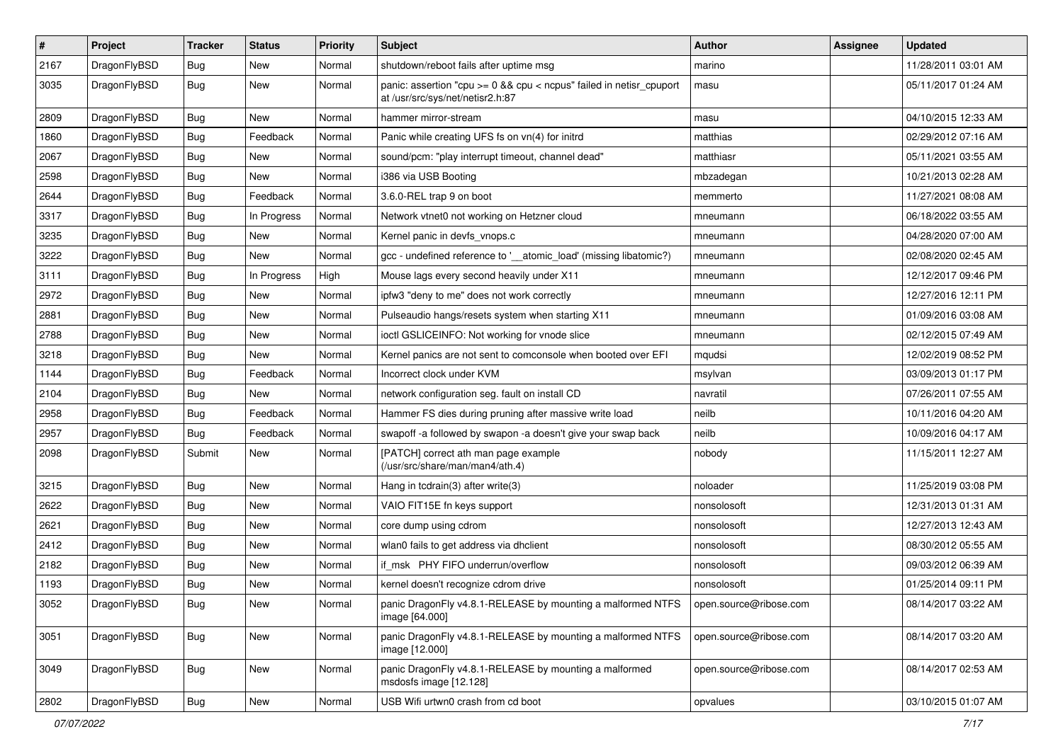| # | Project | Tracker | Status | Priority | Subject | Author | Assignee | Updated |
|---|---|---|---|---|---|---|---|---|
| 2167 | DragonFlyBSD | Bug | New | Normal | shutdown/reboot fails after uptime msg | marino | | 11/28/2011 03:01 AM |
| 3035 | DragonFlyBSD | Bug | New | Normal | panic: assertion "cpu >= 0 && cpu < ncpus" failed in netisr_cpuport at /usr/src/sys/net/netisr2.h:87 | masu | | 05/11/2017 01:24 AM |
| 2809 | DragonFlyBSD | Bug | New | Normal | hammer mirror-stream | masu | | 04/10/2015 12:33 AM |
| 1860 | DragonFlyBSD | Bug | Feedback | Normal | Panic while creating UFS fs on vn(4) for initrd | matthias | | 02/29/2012 07:16 AM |
| 2067 | DragonFlyBSD | Bug | New | Normal | sound/pcm: "play interrupt timeout, channel dead" | matthiasr | | 05/11/2021 03:55 AM |
| 2598 | DragonFlyBSD | Bug | New | Normal | i386 via USB Booting | mbzadegan | | 10/21/2013 02:28 AM |
| 2644 | DragonFlyBSD | Bug | Feedback | Normal | 3.6.0-REL trap 9 on boot | memmerto | | 11/27/2021 08:08 AM |
| 3317 | DragonFlyBSD | Bug | In Progress | Normal | Network vtnet0 not working on Hetzner cloud | mneumann | | 06/18/2022 03:55 AM |
| 3235 | DragonFlyBSD | Bug | New | Normal | Kernel panic in devfs_vnops.c | mneumann | | 04/28/2020 07:00 AM |
| 3222 | DragonFlyBSD | Bug | New | Normal | gcc - undefined reference to '__atomic_load' (missing libatomic?) | mneumann | | 02/08/2020 02:45 AM |
| 3111 | DragonFlyBSD | Bug | In Progress | High | Mouse lags every second heavily under X11 | mneumann | | 12/12/2017 09:46 PM |
| 2972 | DragonFlyBSD | Bug | New | Normal | ipfw3 "deny to me" does not work correctly | mneumann | | 12/27/2016 12:11 PM |
| 2881 | DragonFlyBSD | Bug | New | Normal | Pulseaudio hangs/resets system when starting X11 | mneumann | | 01/09/2016 03:08 AM |
| 2788 | DragonFlyBSD | Bug | New | Normal | ioctl GSLICEINFO: Not working for vnode slice | mneumann | | 02/12/2015 07:49 AM |
| 3218 | DragonFlyBSD | Bug | New | Normal | Kernel panics are not sent to comconsole when booted over EFI | mqudsi | | 12/02/2019 08:52 PM |
| 1144 | DragonFlyBSD | Bug | Feedback | Normal | Incorrect clock under KVM | msylvan | | 03/09/2013 01:17 PM |
| 2104 | DragonFlyBSD | Bug | New | Normal | network configuration seg. fault on install CD | navratil | | 07/26/2011 07:55 AM |
| 2958 | DragonFlyBSD | Bug | Feedback | Normal | Hammer FS dies during pruning after massive write load | neilb | | 10/11/2016 04:20 AM |
| 2957 | DragonFlyBSD | Bug | Feedback | Normal | swapoff -a followed by swapon -a doesn't give your swap back | neilb | | 10/09/2016 04:17 AM |
| 2098 | DragonFlyBSD | Submit | New | Normal | [PATCH] correct ath man page example (/usr/src/share/man/man4/ath.4) | nobody | | 11/15/2011 12:27 AM |
| 3215 | DragonFlyBSD | Bug | New | Normal | Hang in tcdrain(3) after write(3) | noloader | | 11/25/2019 03:08 PM |
| 2622 | DragonFlyBSD | Bug | New | Normal | VAIO FIT15E fn keys support | nonsolosoft | | 12/31/2013 01:31 AM |
| 2621 | DragonFlyBSD | Bug | New | Normal | core dump using cdrom | nonsolosoft | | 12/27/2013 12:43 AM |
| 2412 | DragonFlyBSD | Bug | New | Normal | wlan0 fails to get address via dhclient | nonsolosoft | | 08/30/2012 05:55 AM |
| 2182 | DragonFlyBSD | Bug | New | Normal | if_msk PHY FIFO underrun/overflow | nonsolosoft | | 09/03/2012 06:39 AM |
| 1193 | DragonFlyBSD | Bug | New | Normal | kernel doesn't recognize cdrom drive | nonsolosoft | | 01/25/2014 09:11 PM |
| 3052 | DragonFlyBSD | Bug | New | Normal | panic DragonFly v4.8.1-RELEASE by mounting a malformed NTFS image [64.000] | open.source@ribose.com | | 08/14/2017 03:22 AM |
| 3051 | DragonFlyBSD | Bug | New | Normal | panic DragonFly v4.8.1-RELEASE by mounting a malformed NTFS image [12.000] | open.source@ribose.com | | 08/14/2017 03:20 AM |
| 3049 | DragonFlyBSD | Bug | New | Normal | panic DragonFly v4.8.1-RELEASE by mounting a malformed msdosfs image [12.128] | open.source@ribose.com | | 08/14/2017 02:53 AM |
| 2802 | DragonFlyBSD | Bug | New | Normal | USB Wifi urtwn0 crash from cd boot | opvalues | | 03/10/2015 01:07 AM |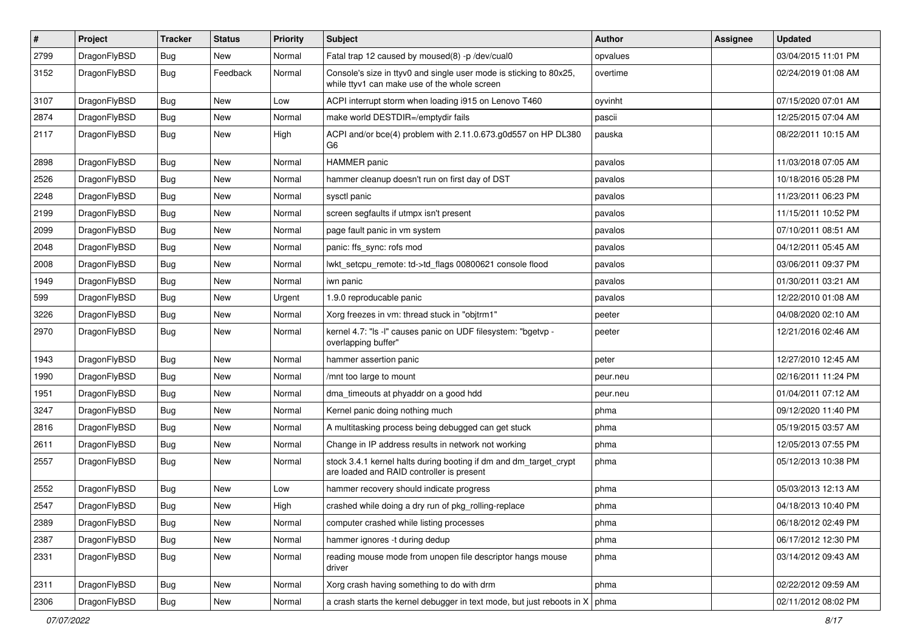| # | Project | Tracker | Status | Priority | Subject | Author | Assignee | Updated |
|---|---|---|---|---|---|---|---|---|
| 2799 | DragonFlyBSD | Bug | New | Normal | Fatal trap 12 caused by moused(8) -p /dev/cual0 | opvalues | | 03/04/2015 11:01 PM |
| 3152 | DragonFlyBSD | Bug | Feedback | Normal | Console's size in ttyv0 and single user mode is sticking to 80x25, while ttyv1 can make use of the whole screen | overtime | | 02/24/2019 01:08 AM |
| 3107 | DragonFlyBSD | Bug | New | Low | ACPI interrupt storm when loading i915 on Lenovo T460 | oyvinht | | 07/15/2020 07:01 AM |
| 2874 | DragonFlyBSD | Bug | New | Normal | make world DESTDIR=/emptydir fails | pascii | | 12/25/2015 07:04 AM |
| 2117 | DragonFlyBSD | Bug | New | High | ACPI and/or bce(4) problem with 2.11.0.673.g0d557 on HP DL380 G6 | pauska | | 08/22/2011 10:15 AM |
| 2898 | DragonFlyBSD | Bug | New | Normal | HAMMER panic | pavalos | | 11/03/2018 07:05 AM |
| 2526 | DragonFlyBSD | Bug | New | Normal | hammer cleanup doesn't run on first day of DST | pavalos | | 10/18/2016 05:28 PM |
| 2248 | DragonFlyBSD | Bug | New | Normal | sysctl panic | pavalos | | 11/23/2011 06:23 PM |
| 2199 | DragonFlyBSD | Bug | New | Normal | screen segfaults if utmpx isn't present | pavalos | | 11/15/2011 10:52 PM |
| 2099 | DragonFlyBSD | Bug | New | Normal | page fault panic in vm system | pavalos | | 07/10/2011 08:51 AM |
| 2048 | DragonFlyBSD | Bug | New | Normal | panic: ffs_sync: rofs mod | pavalos | | 04/12/2011 05:45 AM |
| 2008 | DragonFlyBSD | Bug | New | Normal | lwkt_setcpu_remote: td->td_flags 00800621 console flood | pavalos | | 03/06/2011 09:37 PM |
| 1949 | DragonFlyBSD | Bug | New | Normal | iwn panic | pavalos | | 01/30/2011 03:21 AM |
| 599 | DragonFlyBSD | Bug | New | Urgent | 1.9.0 reproducable panic | pavalos | | 12/22/2010 01:08 AM |
| 3226 | DragonFlyBSD | Bug | New | Normal | Xorg freezes in vm: thread stuck in "objtrm1" | peeter | | 04/08/2020 02:10 AM |
| 2970 | DragonFlyBSD | Bug | New | Normal | kernel 4.7: "ls -l" causes panic on UDF filesystem: "bgetvp - overlapping buffer" | peeter | | 12/21/2016 02:46 AM |
| 1943 | DragonFlyBSD | Bug | New | Normal | hammer assertion panic | peter | | 12/27/2010 12:45 AM |
| 1990 | DragonFlyBSD | Bug | New | Normal | /mnt too large to mount | peur.neu | | 02/16/2011 11:24 PM |
| 1951 | DragonFlyBSD | Bug | New | Normal | dma_timeouts at phyaddr on a good hdd | peur.neu | | 01/04/2011 07:12 AM |
| 3247 | DragonFlyBSD | Bug | New | Normal | Kernel panic doing nothing much | phma | | 09/12/2020 11:40 PM |
| 2816 | DragonFlyBSD | Bug | New | Normal | A multitasking process being debugged can get stuck | phma | | 05/19/2015 03:57 AM |
| 2611 | DragonFlyBSD | Bug | New | Normal | Change in IP address results in network not working | phma | | 12/05/2013 07:55 PM |
| 2557 | DragonFlyBSD | Bug | New | Normal | stock 3.4.1 kernel halts during booting if dm and dm_target_crypt are loaded and RAID controller is present | phma | | 05/12/2013 10:38 PM |
| 2552 | DragonFlyBSD | Bug | New | Low | hammer recovery should indicate progress | phma | | 05/03/2013 12:13 AM |
| 2547 | DragonFlyBSD | Bug | New | High | crashed while doing a dry run of pkg_rolling-replace | phma | | 04/18/2013 10:40 PM |
| 2389 | DragonFlyBSD | Bug | New | Normal | computer crashed while listing processes | phma | | 06/18/2012 02:49 PM |
| 2387 | DragonFlyBSD | Bug | New | Normal | hammer ignores -t during dedup | phma | | 06/17/2012 12:30 PM |
| 2331 | DragonFlyBSD | Bug | New | Normal | reading mouse mode from unopen file descriptor hangs mouse driver | phma | | 03/14/2012 09:43 AM |
| 2311 | DragonFlyBSD | Bug | New | Normal | Xorg crash having something to do with drm | phma | | 02/22/2012 09:59 AM |
| 2306 | DragonFlyBSD | Bug | New | Normal | a crash starts the kernel debugger in text mode, but just reboots in X | phma | | 02/11/2012 08:02 PM |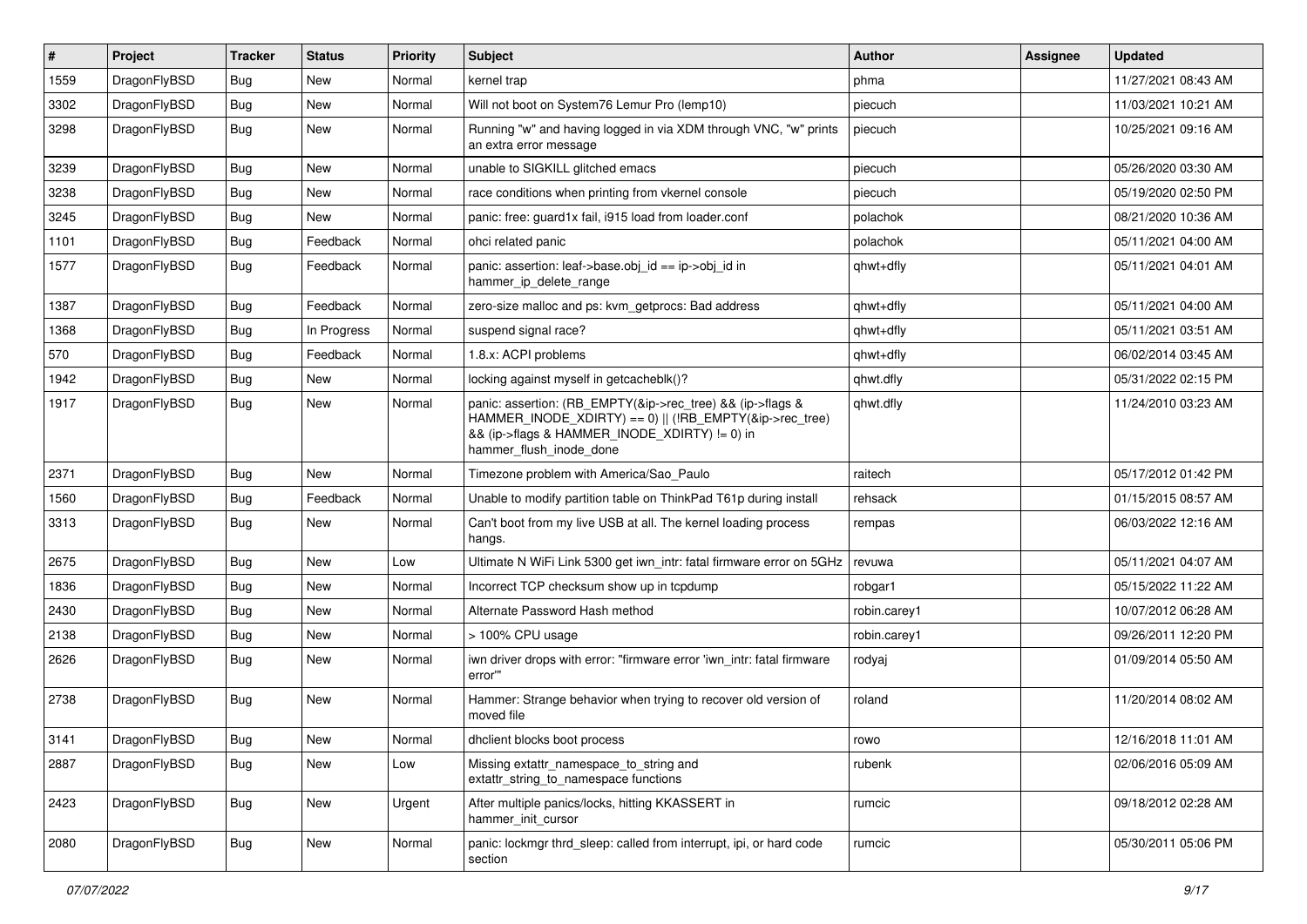| # | Project | Tracker | Status | Priority | Subject | Author | Assignee | Updated |
|---|---|---|---|---|---|---|---|---|
| 1559 | DragonFlyBSD | Bug | New | Normal | kernel trap | phma | | 11/27/2021 08:43 AM |
| 3302 | DragonFlyBSD | Bug | New | Normal | Will not boot on System76 Lemur Pro (lemp10) | piecuch | | 11/03/2021 10:21 AM |
| 3298 | DragonFlyBSD | Bug | New | Normal | Running "w" and having logged in via XDM through VNC, "w" prints an extra error message | piecuch | | 10/25/2021 09:16 AM |
| 3239 | DragonFlyBSD | Bug | New | Normal | unable to SIGKILL glitched emacs | piecuch | | 05/26/2020 03:30 AM |
| 3238 | DragonFlyBSD | Bug | New | Normal | race conditions when printing from vkernel console | piecuch | | 05/19/2020 02:50 PM |
| 3245 | DragonFlyBSD | Bug | New | Normal | panic: free: guard1x fail, i915 load from loader.conf | polachok | | 08/21/2020 10:36 AM |
| 1101 | DragonFlyBSD | Bug | Feedback | Normal | ohci related panic | polachok | | 05/11/2021 04:00 AM |
| 1577 | DragonFlyBSD | Bug | Feedback | Normal | panic: assertion: leaf->base.obj_id == ip->obj_id in hammer_ip_delete_range | qhwt+dfly | | 05/11/2021 04:01 AM |
| 1387 | DragonFlyBSD | Bug | Feedback | Normal | zero-size malloc and ps: kvm_getprocs: Bad address | qhwt+dfly | | 05/11/2021 04:00 AM |
| 1368 | DragonFlyBSD | Bug | In Progress | Normal | suspend signal race? | qhwt+dfly | | 05/11/2021 03:51 AM |
| 570 | DragonFlyBSD | Bug | Feedback | Normal | 1.8.x: ACPI problems | qhwt+dfly | | 06/02/2014 03:45 AM |
| 1942 | DragonFlyBSD | Bug | New | Normal | locking against myself in getcacheblk()? | qhwt.dfly | | 05/31/2022 02:15 PM |
| 1917 | DragonFlyBSD | Bug | New | Normal | panic: assertion: (RB_EMPTY(&ip->rec_tree) && (ip->flags & HAMMER_INODE_XDIRTY) == 0) \|\| (!RB_EMPTY(&ip->rec_tree) && (ip->flags & HAMMER_INODE_XDIRTY) != 0) in hammer_flush_inode_done | qhwt.dfly | | 11/24/2010 03:23 AM |
| 2371 | DragonFlyBSD | Bug | New | Normal | Timezone problem with America/Sao_Paulo | raitech | | 05/17/2012 01:42 PM |
| 1560 | DragonFlyBSD | Bug | Feedback | Normal | Unable to modify partition table on ThinkPad T61p during install | rehsack | | 01/15/2015 08:57 AM |
| 3313 | DragonFlyBSD | Bug | New | Normal | Can't boot from my live USB at all. The kernel loading process hangs. | rempas | | 06/03/2022 12:16 AM |
| 2675 | DragonFlyBSD | Bug | New | Low | Ultimate N WiFi Link 5300 get iwn_intr: fatal firmware error on 5GHz | revuwa | | 05/11/2021 04:07 AM |
| 1836 | DragonFlyBSD | Bug | New | Normal | Incorrect TCP checksum show up in tcpdump | robgar1 | | 05/15/2022 11:22 AM |
| 2430 | DragonFlyBSD | Bug | New | Normal | Alternate Password Hash method | robin.carey1 | | 10/07/2012 06:28 AM |
| 2138 | DragonFlyBSD | Bug | New | Normal | > 100% CPU usage | robin.carey1 | | 09/26/2011 12:20 PM |
| 2626 | DragonFlyBSD | Bug | New | Normal | iwn driver drops with error: "firmware error 'iwn_intr: fatal firmware error'" | rodyaj | | 01/09/2014 05:50 AM |
| 2738 | DragonFlyBSD | Bug | New | Normal | Hammer: Strange behavior when trying to recover old version of moved file | roland | | 11/20/2014 08:02 AM |
| 3141 | DragonFlyBSD | Bug | New | Normal | dhclient blocks boot process | rowo | | 12/16/2018 11:01 AM |
| 2887 | DragonFlyBSD | Bug | New | Low | Missing extattr_namespace_to_string and extattr_string_to_namespace functions | rubenk | | 02/06/2016 05:09 AM |
| 2423 | DragonFlyBSD | Bug | New | Urgent | After multiple panics/locks, hitting KKASSERT in hammer_init_cursor | rumcic | | 09/18/2012 02:28 AM |
| 2080 | DragonFlyBSD | Bug | New | Normal | panic: lockmgr thrd_sleep: called from interrupt, ipi, or hard code section | rumcic | | 05/30/2011 05:06 PM |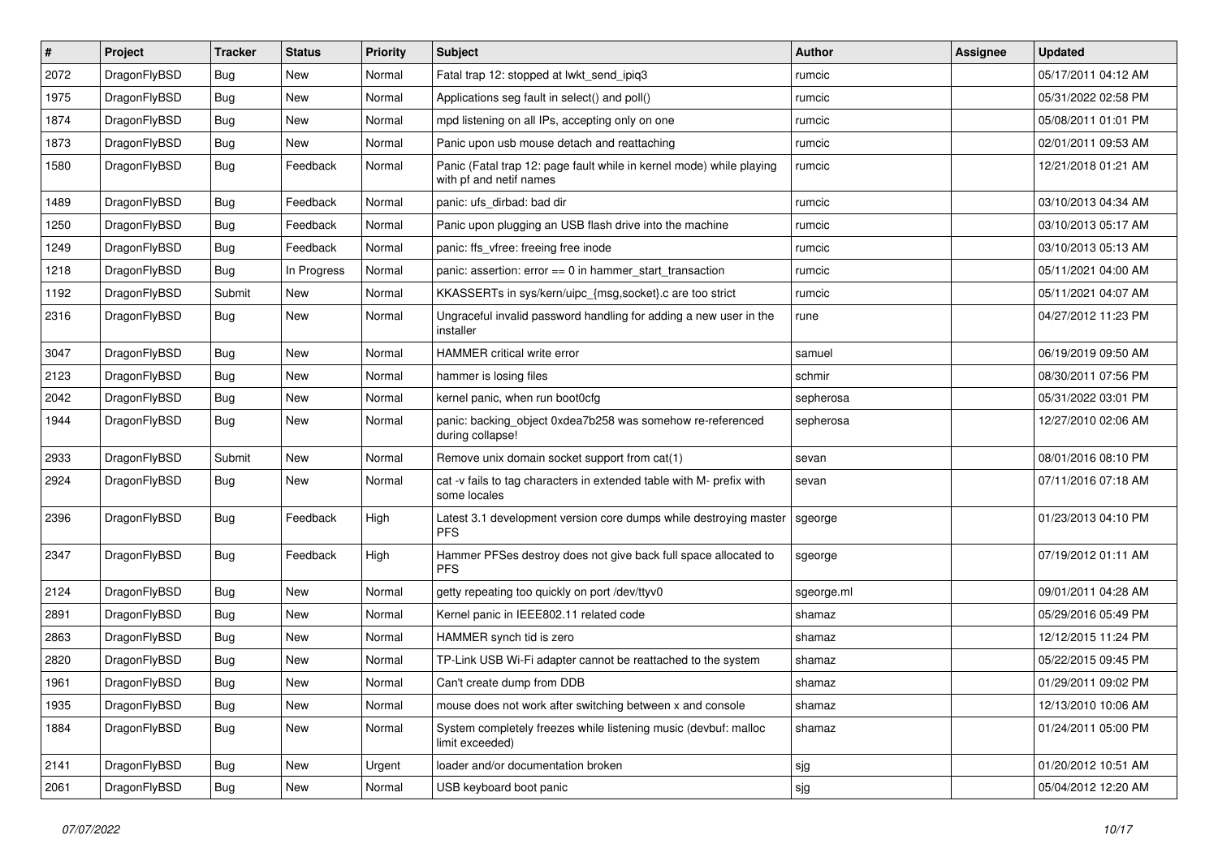| # | Project | Tracker | Status | Priority | Subject | Author | Assignee | Updated |
|---|---|---|---|---|---|---|---|---|
| 2072 | DragonFlyBSD | Bug | New | Normal | Fatal trap 12: stopped at lwkt_send_ipiq3 | rumcic | | 05/17/2011 04:12 AM |
| 1975 | DragonFlyBSD | Bug | New | Normal | Applications seg fault in select() and poll() | rumcic | | 05/31/2022 02:58 PM |
| 1874 | DragonFlyBSD | Bug | New | Normal | mpd listening on all IPs, accepting only on one | rumcic | | 05/08/2011 01:01 PM |
| 1873 | DragonFlyBSD | Bug | New | Normal | Panic upon usb mouse detach and reattaching | rumcic | | 02/01/2011 09:53 AM |
| 1580 | DragonFlyBSD | Bug | Feedback | Normal | Panic (Fatal trap 12: page fault while in kernel mode) while playing with pf and netif names | rumcic | | 12/21/2018 01:21 AM |
| 1489 | DragonFlyBSD | Bug | Feedback | Normal | panic: ufs_dirbad: bad dir | rumcic | | 03/10/2013 04:34 AM |
| 1250 | DragonFlyBSD | Bug | Feedback | Normal | Panic upon plugging an USB flash drive into the machine | rumcic | | 03/10/2013 05:17 AM |
| 1249 | DragonFlyBSD | Bug | Feedback | Normal | panic: ffs_vfree: freeing free inode | rumcic | | 03/10/2013 05:13 AM |
| 1218 | DragonFlyBSD | Bug | In Progress | Normal | panic: assertion: error == 0 in hammer_start_transaction | rumcic | | 05/11/2021 04:00 AM |
| 1192 | DragonFlyBSD | Submit | New | Normal | KKASSERTs in sys/kern/uipc_{msg,socket}.c are too strict | rumcic | | 05/11/2021 04:07 AM |
| 2316 | DragonFlyBSD | Bug | New | Normal | Ungraceful invalid password handling for adding a new user in the installer | rune | | 04/27/2012 11:23 PM |
| 3047 | DragonFlyBSD | Bug | New | Normal | HAMMER critical write error | samuel | | 06/19/2019 09:50 AM |
| 2123 | DragonFlyBSD | Bug | New | Normal | hammer is losing files | schmir | | 08/30/2011 07:56 PM |
| 2042 | DragonFlyBSD | Bug | New | Normal | kernel panic, when run boot0cfg | sepherosa | | 05/31/2022 03:01 PM |
| 1944 | DragonFlyBSD | Bug | New | Normal | panic: backing_object 0xdea7b258 was somehow re-referenced during collapse! | sepherosa | | 12/27/2010 02:06 AM |
| 2933 | DragonFlyBSD | Submit | New | Normal | Remove unix domain socket support from cat(1) | sevan | | 08/01/2016 08:10 PM |
| 2924 | DragonFlyBSD | Bug | New | Normal | cat -v fails to tag characters in extended table with M- prefix with some locales | sevan | | 07/11/2016 07:18 AM |
| 2396 | DragonFlyBSD | Bug | Feedback | High | Latest 3.1 development version core dumps while destroying master PFS | sgeorge | | 01/23/2013 04:10 PM |
| 2347 | DragonFlyBSD | Bug | Feedback | High | Hammer PFSes destroy does not give back full space allocated to PFS | sgeorge | | 07/19/2012 01:11 AM |
| 2124 | DragonFlyBSD | Bug | New | Normal | getty repeating too quickly on port /dev/ttyv0 | sgeorge.ml | | 09/01/2011 04:28 AM |
| 2891 | DragonFlyBSD | Bug | New | Normal | Kernel panic in IEEE802.11 related code | shamaz | | 05/29/2016 05:49 PM |
| 2863 | DragonFlyBSD | Bug | New | Normal | HAMMER synch tid is zero | shamaz | | 12/12/2015 11:24 PM |
| 2820 | DragonFlyBSD | Bug | New | Normal | TP-Link USB Wi-Fi adapter cannot be reattached to the system | shamaz | | 05/22/2015 09:45 PM |
| 1961 | DragonFlyBSD | Bug | New | Normal | Can't create dump from DDB | shamaz | | 01/29/2011 09:02 PM |
| 1935 | DragonFlyBSD | Bug | New | Normal | mouse does not work after switching between x and console | shamaz | | 12/13/2010 10:06 AM |
| 1884 | DragonFlyBSD | Bug | New | Normal | System completely freezes while listening music (devbuf: malloc limit exceeded) | shamaz | | 01/24/2011 05:00 PM |
| 2141 | DragonFlyBSD | Bug | New | Urgent | loader and/or documentation broken | sjg | | 01/20/2012 10:51 AM |
| 2061 | DragonFlyBSD | Bug | New | Normal | USB keyboard boot panic | sjg | | 05/04/2012 12:20 AM |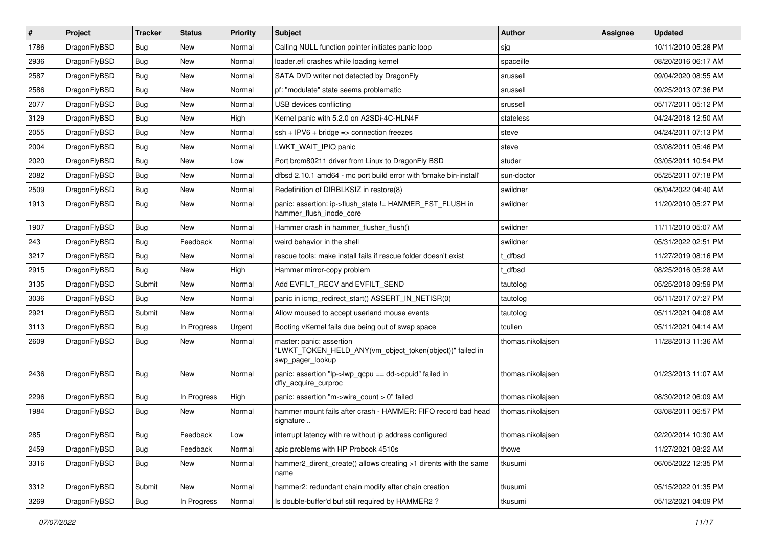| # | Project | Tracker | Status | Priority | Subject | Author | Assignee | Updated |
|---|---|---|---|---|---|---|---|---|
| 1786 | DragonFlyBSD | Bug | New | Normal | Calling NULL function pointer initiates panic loop | sjg | | 10/11/2010 05:28 PM |
| 2936 | DragonFlyBSD | Bug | New | Normal | loader.efi crashes while loading kernel | spaceille | | 08/20/2016 06:17 AM |
| 2587 | DragonFlyBSD | Bug | New | Normal | SATA DVD writer not detected by DragonFly | srussell | | 09/04/2020 08:55 AM |
| 2586 | DragonFlyBSD | Bug | New | Normal | pf: "modulate" state seems problematic | srussell | | 09/25/2013 07:36 PM |
| 2077 | DragonFlyBSD | Bug | New | Normal | USB devices conflicting | srussell | | 05/17/2011 05:12 PM |
| 3129 | DragonFlyBSD | Bug | New | High | Kernel panic with 5.2.0 on A2SDi-4C-HLN4F | stateless | | 04/24/2018 12:50 AM |
| 2055 | DragonFlyBSD | Bug | New | Normal | ssh + IPV6 + bridge => connection freezes | steve | | 04/24/2011 07:13 PM |
| 2004 | DragonFlyBSD | Bug | New | Normal | LWKT_WAIT_IPIQ panic | steve | | 03/08/2011 05:46 PM |
| 2020 | DragonFlyBSD | Bug | New | Low | Port brcm80211 driver from Linux to DragonFly BSD | studer | | 03/05/2011 10:54 PM |
| 2082 | DragonFlyBSD | Bug | New | Normal | dfbsd 2.10.1 amd64 - mc port build error with 'bmake bin-install' | sun-doctor | | 05/25/2011 07:18 PM |
| 2509 | DragonFlyBSD | Bug | New | Normal | Redefinition of DIRBLKSIZ in restore(8) | swildner | | 06/04/2022 04:40 AM |
| 1913 | DragonFlyBSD | Bug | New | Normal | panic: assertion: ip->flush_state != HAMMER_FST_FLUSH in hammer_flush_inode_core | swildner | | 11/20/2010 05:27 PM |
| 1907 | DragonFlyBSD | Bug | New | Normal | Hammer crash in hammer_flusher_flush() | swildner | | 11/11/2010 05:07 AM |
| 243 | DragonFlyBSD | Bug | Feedback | Normal | weird behavior in the shell | swildner | | 05/31/2022 02:51 PM |
| 3217 | DragonFlyBSD | Bug | New | Normal | rescue tools: make install fails if rescue folder doesn't exist | t_dfbsd | | 11/27/2019 08:16 PM |
| 2915 | DragonFlyBSD | Bug | New | High | Hammer mirror-copy problem | t_dfbsd | | 08/25/2016 05:28 AM |
| 3135 | DragonFlyBSD | Submit | New | Normal | Add EVFILT_RECV and EVFILT_SEND | tautolog | | 05/25/2018 09:59 PM |
| 3036 | DragonFlyBSD | Bug | New | Normal | panic in icmp_redirect_start() ASSERT_IN_NETISR(0) | tautolog | | 05/11/2017 07:27 PM |
| 2921 | DragonFlyBSD | Submit | New | Normal | Allow moused to accept userland mouse events | tautolog | | 05/11/2021 04:08 AM |
| 3113 | DragonFlyBSD | Bug | In Progress | Urgent | Booting vKernel fails due being out of swap space | tcullen | | 05/11/2021 04:14 AM |
| 2609 | DragonFlyBSD | Bug | New | Normal | master: panic: assertion "LWKT_TOKEN_HELD_ANY(vm_object_token(object))" failed in swp_pager_lookup | thomas.nikolajsen | | 11/28/2013 11:36 AM |
| 2436 | DragonFlyBSD | Bug | New | Normal | panic: assertion "lp->lwp_qcpu == dd->cpuid" failed in dfly_acquire_curproc | thomas.nikolajsen | | 01/23/2013 11:07 AM |
| 2296 | DragonFlyBSD | Bug | In Progress | High | panic: assertion "m->wire_count > 0" failed | thomas.nikolajsen | | 08/30/2012 06:09 AM |
| 1984 | DragonFlyBSD | Bug | New | Normal | hammer mount fails after crash - HAMMER: FIFO record bad head signature .. | thomas.nikolajsen | | 03/08/2011 06:57 PM |
| 285 | DragonFlyBSD | Bug | Feedback | Low | interrupt latency with re without ip address configured | thomas.nikolajsen | | 02/20/2014 10:30 AM |
| 2459 | DragonFlyBSD | Bug | Feedback | Normal | apic problems with HP Probook 4510s | thowe | | 11/27/2021 08:22 AM |
| 3316 | DragonFlyBSD | Bug | New | Normal | hammer2_dirent_create() allows creating >1 dirents with the same name | tkusumi | | 06/05/2022 12:35 PM |
| 3312 | DragonFlyBSD | Submit | New | Normal | hammer2: redundant chain modify after chain creation | tkusumi | | 05/15/2022 01:35 PM |
| 3269 | DragonFlyBSD | Bug | In Progress | Normal | Is double-buffer'd buf still required by HAMMER2 ? | tkusumi | | 05/12/2021 04:09 PM |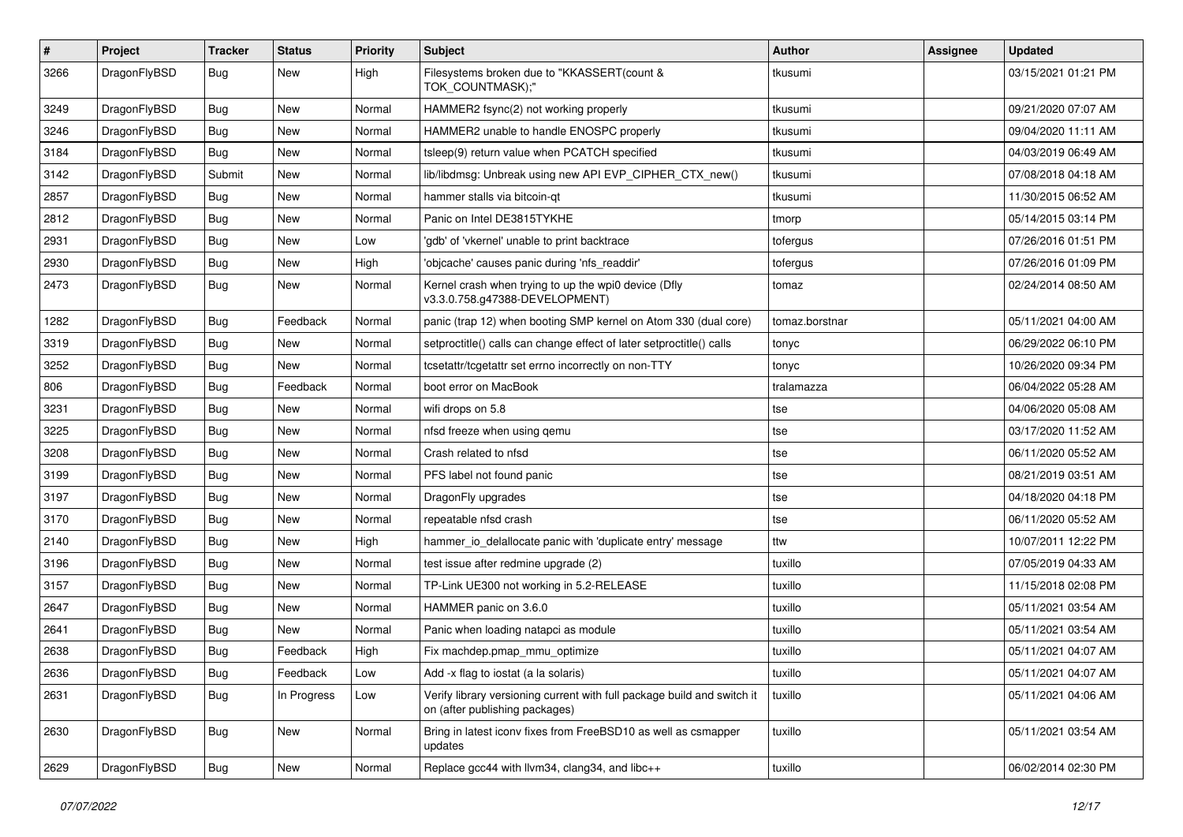| # | Project | Tracker | Status | Priority | Subject | Author | Assignee | Updated |
|---|---|---|---|---|---|---|---|---|
| 3266 | DragonFlyBSD | Bug | New | High | Filesystems broken due to "KKASSERT(count & TOK_COUNTMASK);" | tkusumi | | 03/15/2021 01:21 PM |
| 3249 | DragonFlyBSD | Bug | New | Normal | HAMMER2 fsync(2) not working properly | tkusumi | | 09/21/2020 07:07 AM |
| 3246 | DragonFlyBSD | Bug | New | Normal | HAMMER2 unable to handle ENOSPC properly | tkusumi | | 09/04/2020 11:11 AM |
| 3184 | DragonFlyBSD | Bug | New | Normal | tsleep(9) return value when PCATCH specified | tkusumi | | 04/03/2019 06:49 AM |
| 3142 | DragonFlyBSD | Submit | New | Normal | lib/libdmsg: Unbreak using new API EVP_CIPHER_CTX_new() | tkusumi | | 07/08/2018 04:18 AM |
| 2857 | DragonFlyBSD | Bug | New | Normal | hammer stalls via bitcoin-qt | tkusumi | | 11/30/2015 06:52 AM |
| 2812 | DragonFlyBSD | Bug | New | Normal | Panic on Intel DE3815TYKHE | tmorp | | 05/14/2015 03:14 PM |
| 2931 | DragonFlyBSD | Bug | New | Low | 'gdb' of 'vkernel' unable to print backtrace | tofergus | | 07/26/2016 01:51 PM |
| 2930 | DragonFlyBSD | Bug | New | High | 'objcache' causes panic during 'nfs_readdir' | tofergus | | 07/26/2016 01:09 PM |
| 2473 | DragonFlyBSD | Bug | New | Normal | Kernel crash when trying to up the wpi0 device (Dfly v3.3.0.758.g47388-DEVELOPMENT) | tomaz | | 02/24/2014 08:50 AM |
| 1282 | DragonFlyBSD | Bug | Feedback | Normal | panic (trap 12) when booting SMP kernel on Atom 330 (dual core) | tomaz.borstnar | | 05/11/2021 04:00 AM |
| 3319 | DragonFlyBSD | Bug | New | Normal | setproctitle() calls can change effect of later setproctitle() calls | tonyc | | 06/29/2022 06:10 PM |
| 3252 | DragonFlyBSD | Bug | New | Normal | tcsetattr/tcgetattr set errno incorrectly on non-TTY | tonyc | | 10/26/2020 09:34 PM |
| 806 | DragonFlyBSD | Bug | Feedback | Normal | boot error on MacBook | tralamazza | | 06/04/2022 05:28 AM |
| 3231 | DragonFlyBSD | Bug | New | Normal | wifi drops on 5.8 | tse | | 04/06/2020 05:08 AM |
| 3225 | DragonFlyBSD | Bug | New | Normal | nfsd freeze when using qemu | tse | | 03/17/2020 11:52 AM |
| 3208 | DragonFlyBSD | Bug | New | Normal | Crash related to nfsd | tse | | 06/11/2020 05:52 AM |
| 3199 | DragonFlyBSD | Bug | New | Normal | PFS label not found panic | tse | | 08/21/2019 03:51 AM |
| 3197 | DragonFlyBSD | Bug | New | Normal | DragonFly upgrades | tse | | 04/18/2020 04:18 PM |
| 3170 | DragonFlyBSD | Bug | New | Normal | repeatable nfsd crash | tse | | 06/11/2020 05:52 AM |
| 2140 | DragonFlyBSD | Bug | New | High | hammer_io_delallocate panic with 'duplicate entry' message | ttw | | 10/07/2011 12:22 PM |
| 3196 | DragonFlyBSD | Bug | New | Normal | test issue after redmine upgrade (2) | tuxillo | | 07/05/2019 04:33 AM |
| 3157 | DragonFlyBSD | Bug | New | Normal | TP-Link UE300 not working in 5.2-RELEASE | tuxillo | | 11/15/2018 02:08 PM |
| 2647 | DragonFlyBSD | Bug | New | Normal | HAMMER panic on 3.6.0 | tuxillo | | 05/11/2021 03:54 AM |
| 2641 | DragonFlyBSD | Bug | New | Normal | Panic when loading natapci as module | tuxillo | | 05/11/2021 03:54 AM |
| 2638 | DragonFlyBSD | Bug | Feedback | High | Fix machdep.pmap_mmu_optimize | tuxillo | | 05/11/2021 04:07 AM |
| 2636 | DragonFlyBSD | Bug | Feedback | Low | Add -x flag to iostat (a la solaris) | tuxillo | | 05/11/2021 04:07 AM |
| 2631 | DragonFlyBSD | Bug | In Progress | Low | Verify library versioning current with full package build and switch it on (after publishing packages) | tuxillo | | 05/11/2021 04:06 AM |
| 2630 | DragonFlyBSD | Bug | New | Normal | Bring in latest iconv fixes from FreeBSD10 as well as csmapper updates | tuxillo | | 05/11/2021 03:54 AM |
| 2629 | DragonFlyBSD | Bug | New | Normal | Replace gcc44 with llvm34, clang34, and libc++ | tuxillo | | 06/02/2014 02:30 PM |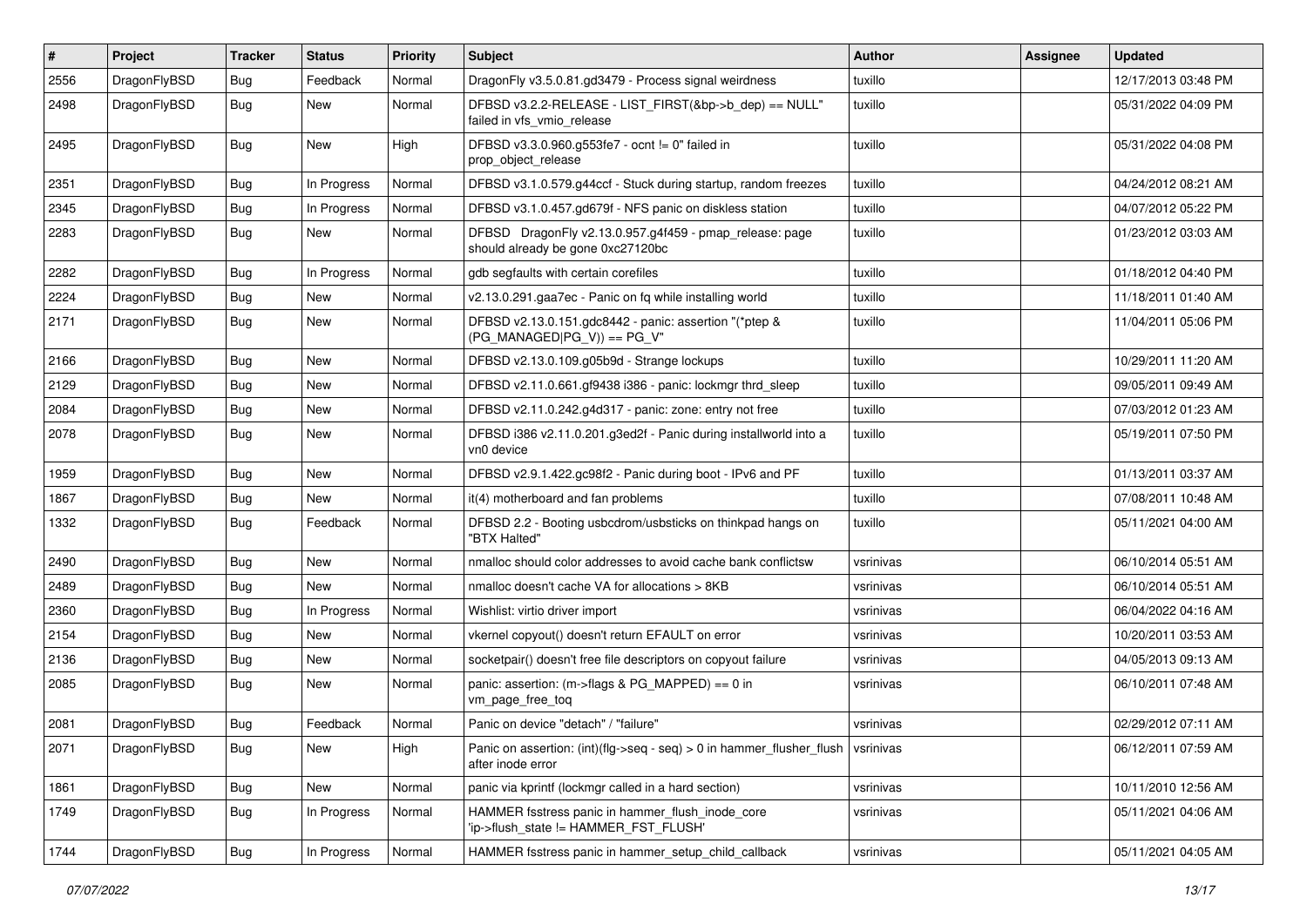| # | Project | Tracker | Status | Priority | Subject | Author | Assignee | Updated |
|---|---|---|---|---|---|---|---|---|
| 2556 | DragonFlyBSD | Bug | Feedback | Normal | DragonFly v3.5.0.81.gd3479 - Process signal weirdness | tuxillo | | 12/17/2013 03:48 PM |
| 2498 | DragonFlyBSD | Bug | New | Normal | DFBSD v3.2.2-RELEASE - LIST_FIRST(&bp->b_dep) == NULL" failed in vfs_vmio_release | tuxillo | | 05/31/2022 04:09 PM |
| 2495 | DragonFlyBSD | Bug | New | High | DFBSD v3.3.0.960.g553fe7 - ocnt != 0" failed in prop_object_release | tuxillo | | 05/31/2022 04:08 PM |
| 2351 | DragonFlyBSD | Bug | In Progress | Normal | DFBSD v3.1.0.579.g44ccf - Stuck during startup, random freezes | tuxillo | | 04/24/2012 08:21 AM |
| 2345 | DragonFlyBSD | Bug | In Progress | Normal | DFBSD v3.1.0.457.gd679f - NFS panic on diskless station | tuxillo | | 04/07/2012 05:22 PM |
| 2283 | DragonFlyBSD | Bug | New | Normal | DFBSD DragonFly v2.13.0.957.g4f459 - pmap_release: page should already be gone 0xc27120bc | tuxillo | | 01/23/2012 03:03 AM |
| 2282 | DragonFlyBSD | Bug | In Progress | Normal | gdb segfaults with certain corefiles | tuxillo | | 01/18/2012 04:40 PM |
| 2224 | DragonFlyBSD | Bug | New | Normal | v2.13.0.291.gaa7ec - Panic on fq while installing world | tuxillo | | 11/18/2011 01:40 AM |
| 2171 | DragonFlyBSD | Bug | New | Normal | DFBSD v2.13.0.151.gdc8442 - panic: assertion "(*ptep & (PG_MANAGED\|PG_V)) == PG_V" | tuxillo | | 11/04/2011 05:06 PM |
| 2166 | DragonFlyBSD | Bug | New | Normal | DFBSD v2.13.0.109.g05b9d - Strange lockups | tuxillo | | 10/29/2011 11:20 AM |
| 2129 | DragonFlyBSD | Bug | New | Normal | DFBSD v2.11.0.661.gf9438 i386 - panic: lockmgr thrd_sleep | tuxillo | | 09/05/2011 09:49 AM |
| 2084 | DragonFlyBSD | Bug | New | Normal | DFBSD v2.11.0.242.g4d317 - panic: zone: entry not free | tuxillo | | 07/03/2012 01:23 AM |
| 2078 | DragonFlyBSD | Bug | New | Normal | DFBSD i386 v2.11.0.201.g3ed2f - Panic during installworld into a vn0 device | tuxillo | | 05/19/2011 07:50 PM |
| 1959 | DragonFlyBSD | Bug | New | Normal | DFBSD v2.9.1.422.gc98f2 - Panic during boot - IPv6 and PF | tuxillo | | 01/13/2011 03:37 AM |
| 1867 | DragonFlyBSD | Bug | New | Normal | it(4) motherboard and fan problems | tuxillo | | 07/08/2011 10:48 AM |
| 1332 | DragonFlyBSD | Bug | Feedback | Normal | DFBSD 2.2 - Booting usbcdrom/usbsticks on thinkpad hangs on "BTX Halted" | tuxillo | | 05/11/2021 04:00 AM |
| 2490 | DragonFlyBSD | Bug | New | Normal | nmalloc should color addresses to avoid cache bank conflictsw | vsrinivas | | 06/10/2014 05:51 AM |
| 2489 | DragonFlyBSD | Bug | New | Normal | nmalloc doesn't cache VA for allocations > 8KB | vsrinivas | | 06/10/2014 05:51 AM |
| 2360 | DragonFlyBSD | Bug | In Progress | Normal | Wishlist: virtio driver import | vsrinivas | | 06/04/2022 04:16 AM |
| 2154 | DragonFlyBSD | Bug | New | Normal | vkernel copyout() doesn't return EFAULT on error | vsrinivas | | 10/20/2011 03:53 AM |
| 2136 | DragonFlyBSD | Bug | New | Normal | socketpair() doesn't free file descriptors on copyout failure | vsrinivas | | 04/05/2013 09:13 AM |
| 2085 | DragonFlyBSD | Bug | New | Normal | panic: assertion: (m->flags & PG_MAPPED) == 0 in vm_page_free_toq | vsrinivas | | 06/10/2011 07:48 AM |
| 2081 | DragonFlyBSD | Bug | Feedback | Normal | Panic on device "detach" / "failure" | vsrinivas | | 02/29/2012 07:11 AM |
| 2071 | DragonFlyBSD | Bug | New | High | Panic on assertion: (int)(flg->seq - seq) > 0 in hammer_flusher_flush after inode error | vsrinivas | | 06/12/2011 07:59 AM |
| 1861 | DragonFlyBSD | Bug | New | Normal | panic via kprintf (lockmgr called in a hard section) | vsrinivas | | 10/11/2010 12:56 AM |
| 1749 | DragonFlyBSD | Bug | In Progress | Normal | HAMMER fsstress panic in hammer_flush_inode_core 'ip->flush_state != HAMMER_FST_FLUSH' | vsrinivas | | 05/11/2021 04:06 AM |
| 1744 | DragonFlyBSD | Bug | In Progress | Normal | HAMMER fsstress panic in hammer_setup_child_callback | vsrinivas | | 05/11/2021 04:05 AM |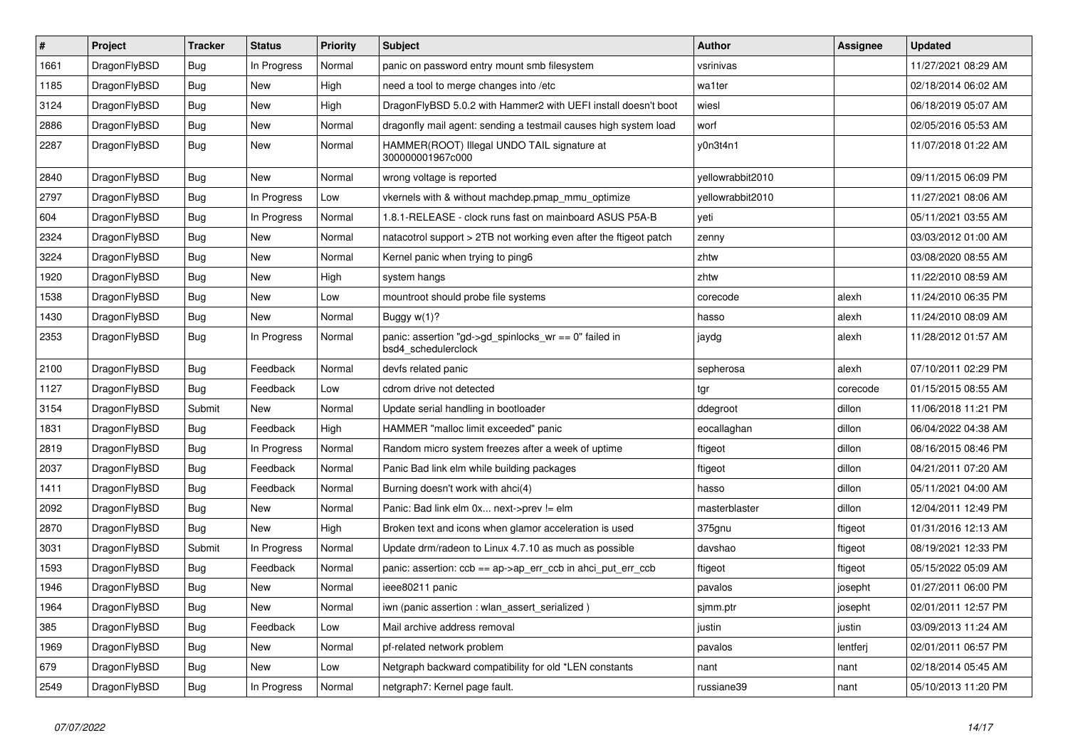| # | Project | Tracker | Status | Priority | Subject | Author | Assignee | Updated |
|---|---|---|---|---|---|---|---|---|
| 1661 | DragonFlyBSD | Bug | In Progress | Normal | panic on password entry mount smb filesystem | vsrinivas | | 11/27/2021 08:29 AM |
| 1185 | DragonFlyBSD | Bug | New | High | need a tool to merge changes into /etc | wa1ter | | 02/18/2014 06:02 AM |
| 3124 | DragonFlyBSD | Bug | New | High | DragonFlyBSD 5.0.2 with Hammer2 with UEFI install doesn't boot | wiesl | | 06/18/2019 05:07 AM |
| 2886 | DragonFlyBSD | Bug | New | Normal | dragonfly mail agent: sending a testmail causes high system load | worf | | 02/05/2016 05:53 AM |
| 2287 | DragonFlyBSD | Bug | New | Normal | HAMMER(ROOT) Illegal UNDO TAIL signature at 300000001967c000 | y0n3t4n1 | | 11/07/2018 01:22 AM |
| 2840 | DragonFlyBSD | Bug | New | Normal | wrong voltage is reported | yellowrabbit2010 | | 09/11/2015 06:09 PM |
| 2797 | DragonFlyBSD | Bug | In Progress | Low | vkernels with & without machdep.pmap_mmu_optimize | yellowrabbit2010 | | 11/27/2021 08:06 AM |
| 604 | DragonFlyBSD | Bug | In Progress | Normal | 1.8.1-RELEASE - clock runs fast on mainboard ASUS P5A-B | yeti | | 05/11/2021 03:55 AM |
| 2324 | DragonFlyBSD | Bug | New | Normal | natacotrol support > 2TB not working even after the ftigeot patch | zenny | | 03/03/2012 01:00 AM |
| 3224 | DragonFlyBSD | Bug | New | Normal | Kernel panic when trying to ping6 | zhtw | | 03/08/2020 08:55 AM |
| 1920 | DragonFlyBSD | Bug | New | High | system hangs | zhtw | | 11/22/2010 08:59 AM |
| 1538 | DragonFlyBSD | Bug | New | Low | mountroot should probe file systems | corecode | alexh | 11/24/2010 06:35 PM |
| 1430 | DragonFlyBSD | Bug | New | Normal | Buggy w(1)? | hasso | alexh | 11/24/2010 08:09 AM |
| 2353 | DragonFlyBSD | Bug | In Progress | Normal | panic: assertion "gd->gd_spinlocks_wr == 0" failed in bsd4_schedulerclock | jaydg | alexh | 11/28/2012 01:57 AM |
| 2100 | DragonFlyBSD | Bug | Feedback | Normal | devfs related panic | sepherosa | alexh | 07/10/2011 02:29 PM |
| 1127 | DragonFlyBSD | Bug | Feedback | Low | cdrom drive not detected | tgr | corecode | 01/15/2015 08:55 AM |
| 3154 | DragonFlyBSD | Submit | New | Normal | Update serial handling in bootloader | ddegroot | dillon | 11/06/2018 11:21 PM |
| 1831 | DragonFlyBSD | Bug | Feedback | High | HAMMER "malloc limit exceeded" panic | eocallaghan | dillon | 06/04/2022 04:38 AM |
| 2819 | DragonFlyBSD | Bug | In Progress | Normal | Random micro system freezes after a week of uptime | ftigeot | dillon | 08/16/2015 08:46 PM |
| 2037 | DragonFlyBSD | Bug | Feedback | Normal | Panic Bad link elm while building packages | ftigeot | dillon | 04/21/2011 07:20 AM |
| 1411 | DragonFlyBSD | Bug | Feedback | Normal | Burning doesn't work with ahci(4) | hasso | dillon | 05/11/2021 04:00 AM |
| 2092 | DragonFlyBSD | Bug | New | Normal | Panic: Bad link elm 0x... next->prev != elm | masterblaster | dillon | 12/04/2011 12:49 PM |
| 2870 | DragonFlyBSD | Bug | New | High | Broken text and icons when glamor acceleration is used | 375gnu | ftigeot | 01/31/2016 12:13 AM |
| 3031 | DragonFlyBSD | Submit | In Progress | Normal | Update drm/radeon to Linux 4.7.10 as much as possible | davshao | ftigeot | 08/19/2021 12:33 PM |
| 1593 | DragonFlyBSD | Bug | Feedback | Normal | panic: assertion: ccb == ap->ap_err_ccb in ahci_put_err_ccb | ftigeot | ftigeot | 05/15/2022 05:09 AM |
| 1946 | DragonFlyBSD | Bug | New | Normal | ieee80211 panic | pavalos | josepht | 01/27/2011 06:00 PM |
| 1964 | DragonFlyBSD | Bug | New | Normal | iwn (panic assertion : wlan_assert_serialized ) | sjmm.ptr | josepht | 02/01/2011 12:57 PM |
| 385 | DragonFlyBSD | Bug | Feedback | Low | Mail archive address removal | justin | justin | 03/09/2013 11:24 AM |
| 1969 | DragonFlyBSD | Bug | New | Normal | pf-related network problem | pavalos | lentferj | 02/01/2011 06:57 PM |
| 679 | DragonFlyBSD | Bug | New | Low | Netgraph backward compatibility for old *LEN constants | nant | nant | 02/18/2014 05:45 AM |
| 2549 | DragonFlyBSD | Bug | In Progress | Normal | netgraph7: Kernel page fault. | russiane39 | nant | 05/10/2013 11:20 PM |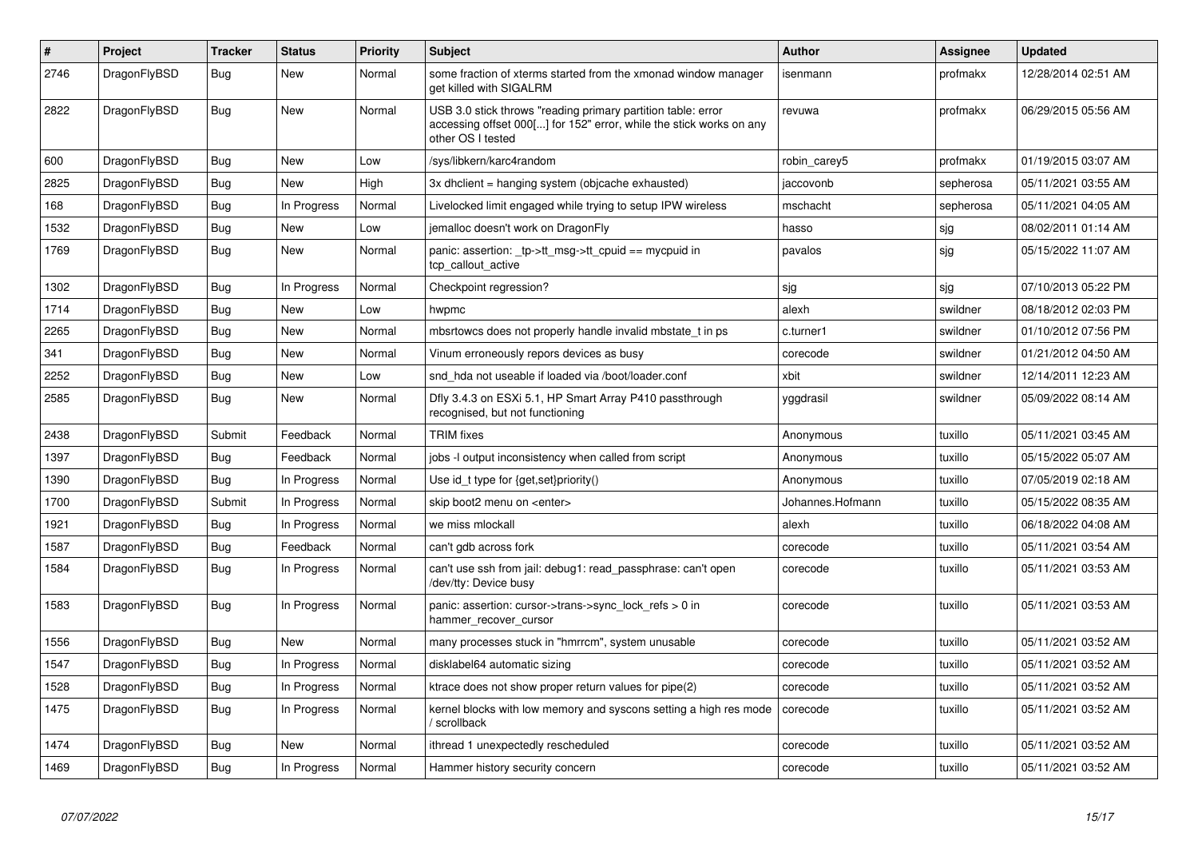| # | Project | Tracker | Status | Priority | Subject | Author | Assignee | Updated |
|---|---|---|---|---|---|---|---|---|
| 2746 | DragonFlyBSD | Bug | New | Normal | some fraction of xterms started from the xmonad window manager get killed with SIGALRM | isenmann | profmakx | 12/28/2014 02:51 AM |
| 2822 | DragonFlyBSD | Bug | New | Normal | USB 3.0 stick throws "reading primary partition table: error accessing offset 000[...] for 152" error, while the stick works on any other OS I tested | revuwa | profmakx | 06/29/2015 05:56 AM |
| 600 | DragonFlyBSD | Bug | New | Low | /sys/libkern/karc4random | robin_carey5 | profmakx | 01/19/2015 03:07 AM |
| 2825 | DragonFlyBSD | Bug | New | High | 3x dhclient = hanging system (objcache exhausted) | jaccovonb | sepherosa | 05/11/2021 03:55 AM |
| 168 | DragonFlyBSD | Bug | In Progress | Normal | Livelocked limit engaged while trying to setup IPW wireless | mschacht | sepherosa | 05/11/2021 04:05 AM |
| 1532 | DragonFlyBSD | Bug | New | Low | jemalloc doesn't work on DragonFly | hasso | sjg | 08/02/2011 01:14 AM |
| 1769 | DragonFlyBSD | Bug | New | Normal | panic: assertion: _tp->tt_msg->tt_cpuid == mycpuid in tcp_callout_active | pavalos | sjg | 05/15/2022 11:07 AM |
| 1302 | DragonFlyBSD | Bug | In Progress | Normal | Checkpoint regression? | sjg | sjg | 07/10/2013 05:22 PM |
| 1714 | DragonFlyBSD | Bug | New | Low | hwpmc | alexh | swildner | 08/18/2012 02:03 PM |
| 2265 | DragonFlyBSD | Bug | New | Normal | mbsrtowcs does not properly handle invalid mbstate_t in ps | c.turner1 | swildner | 01/10/2012 07:56 PM |
| 341 | DragonFlyBSD | Bug | New | Normal | Vinum erroneously repors devices as busy | corecode | swildner | 01/21/2012 04:50 AM |
| 2252 | DragonFlyBSD | Bug | New | Low | snd_hda not useable if loaded via /boot/loader.conf | xbit | swildner | 12/14/2011 12:23 AM |
| 2585 | DragonFlyBSD | Bug | New | Normal | Dfly 3.4.3 on ESXi 5.1, HP Smart Array P410 passthrough recognised, but not functioning | yggdrasil | swildner | 05/09/2022 08:14 AM |
| 2438 | DragonFlyBSD | Submit | Feedback | Normal | TRIM fixes | Anonymous | tuxillo | 05/11/2021 03:45 AM |
| 1397 | DragonFlyBSD | Bug | Feedback | Normal | jobs -l output inconsistency when called from script | Anonymous | tuxillo | 05/15/2022 05:07 AM |
| 1390 | DragonFlyBSD | Bug | In Progress | Normal | Use id_t type for {get,set}priority() | Anonymous | tuxillo | 07/05/2019 02:18 AM |
| 1700 | DragonFlyBSD | Submit | In Progress | Normal | skip boot2 menu on <enter> | Johannes.Hofmann | tuxillo | 05/15/2022 08:35 AM |
| 1921 | DragonFlyBSD | Bug | In Progress | Normal | we miss mlockall | alexh | tuxillo | 06/18/2022 04:08 AM |
| 1587 | DragonFlyBSD | Bug | Feedback | Normal | can't gdb across fork | corecode | tuxillo | 05/11/2021 03:54 AM |
| 1584 | DragonFlyBSD | Bug | In Progress | Normal | can't use ssh from jail: debug1: read_passphrase: can't open /dev/tty: Device busy | corecode | tuxillo | 05/11/2021 03:53 AM |
| 1583 | DragonFlyBSD | Bug | In Progress | Normal | panic: assertion: cursor->trans->sync_lock_refs > 0 in hammer_recover_cursor | corecode | tuxillo | 05/11/2021 03:53 AM |
| 1556 | DragonFlyBSD | Bug | New | Normal | many processes stuck in "hmrrcm", system unusable | corecode | tuxillo | 05/11/2021 03:52 AM |
| 1547 | DragonFlyBSD | Bug | In Progress | Normal | disklabel64 automatic sizing | corecode | tuxillo | 05/11/2021 03:52 AM |
| 1528 | DragonFlyBSD | Bug | In Progress | Normal | ktrace does not show proper return values for pipe(2) | corecode | tuxillo | 05/11/2021 03:52 AM |
| 1475 | DragonFlyBSD | Bug | In Progress | Normal | kernel blocks with low memory and syscons setting a high res mode / scrollback | corecode | tuxillo | 05/11/2021 03:52 AM |
| 1474 | DragonFlyBSD | Bug | New | Normal | ithread 1 unexpectedly rescheduled | corecode | tuxillo | 05/11/2021 03:52 AM |
| 1469 | DragonFlyBSD | Bug | In Progress | Normal | Hammer history security concern | corecode | tuxillo | 05/11/2021 03:52 AM |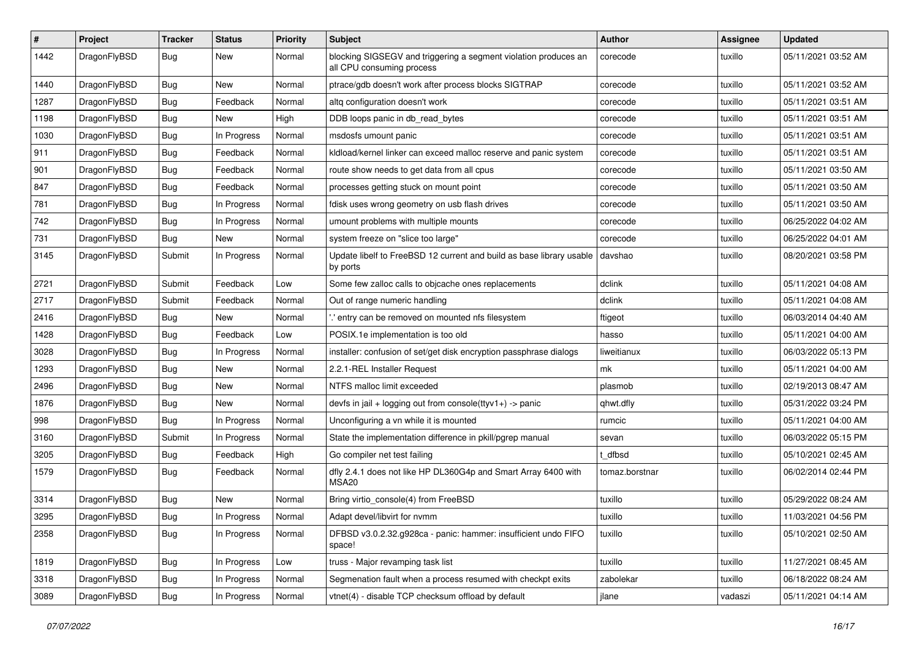| # | Project | Tracker | Status | Priority | Subject | Author | Assignee | Updated |
|---|---|---|---|---|---|---|---|---|
| 1442 | DragonFlyBSD | Bug | New | Normal | blocking SIGSEGV and triggering a segment violation produces an all CPU consuming process | corecode | tuxillo | 05/11/2021 03:52 AM |
| 1440 | DragonFlyBSD | Bug | New | Normal | ptrace/gdb doesn't work after process blocks SIGTRAP | corecode | tuxillo | 05/11/2021 03:52 AM |
| 1287 | DragonFlyBSD | Bug | Feedback | Normal | altq configuration doesn't work | corecode | tuxillo | 05/11/2021 03:51 AM |
| 1198 | DragonFlyBSD | Bug | New | High | DDB loops panic in db_read_bytes | corecode | tuxillo | 05/11/2021 03:51 AM |
| 1030 | DragonFlyBSD | Bug | In Progress | Normal | msdosfs umount panic | corecode | tuxillo | 05/11/2021 03:51 AM |
| 911 | DragonFlyBSD | Bug | Feedback | Normal | kldload/kernel linker can exceed malloc reserve and panic system | corecode | tuxillo | 05/11/2021 03:51 AM |
| 901 | DragonFlyBSD | Bug | Feedback | Normal | route show needs to get data from all cpus | corecode | tuxillo | 05/11/2021 03:50 AM |
| 847 | DragonFlyBSD | Bug | Feedback | Normal | processes getting stuck on mount point | corecode | tuxillo | 05/11/2021 03:50 AM |
| 781 | DragonFlyBSD | Bug | In Progress | Normal | fdisk uses wrong geometry on usb flash drives | corecode | tuxillo | 05/11/2021 03:50 AM |
| 742 | DragonFlyBSD | Bug | In Progress | Normal | umount problems with multiple mounts | corecode | tuxillo | 06/25/2022 04:02 AM |
| 731 | DragonFlyBSD | Bug | New | Normal | system freeze on "slice too large" | corecode | tuxillo | 06/25/2022 04:01 AM |
| 3145 | DragonFlyBSD | Submit | In Progress | Normal | Update libelf to FreeBSD 12 current and build as base library usable by ports | davshao | tuxillo | 08/20/2021 03:58 PM |
| 2721 | DragonFlyBSD | Submit | Feedback | Low | Some few zalloc calls to objcache ones replacements | dclink | tuxillo | 05/11/2021 04:08 AM |
| 2717 | DragonFlyBSD | Submit | Feedback | Normal | Out of range numeric handling | dclink | tuxillo | 05/11/2021 04:08 AM |
| 2416 | DragonFlyBSD | Bug | New | Normal | '.' entry can be removed on mounted nfs filesystem | ftigeot | tuxillo | 06/03/2014 04:40 AM |
| 1428 | DragonFlyBSD | Bug | Feedback | Low | POSIX.1e implementation is too old | hasso | tuxillo | 05/11/2021 04:00 AM |
| 3028 | DragonFlyBSD | Bug | In Progress | Normal | installer: confusion of set/get disk encryption passphrase dialogs | liweitianux | tuxillo | 06/03/2022 05:13 PM |
| 1293 | DragonFlyBSD | Bug | New | Normal | 2.2.1-REL Installer Request | mk | tuxillo | 05/11/2021 04:00 AM |
| 2496 | DragonFlyBSD | Bug | New | Normal | NTFS malloc limit exceeded | plasmob | tuxillo | 02/19/2013 08:47 AM |
| 1876 | DragonFlyBSD | Bug | New | Normal | devfs in jail + logging out from console(ttyv1+) -> panic | qhwt.dfly | tuxillo | 05/31/2022 03:24 PM |
| 998 | DragonFlyBSD | Bug | In Progress | Normal | Unconfiguring a vn while it is mounted | rumcic | tuxillo | 05/11/2021 04:00 AM |
| 3160 | DragonFlyBSD | Submit | In Progress | Normal | State the implementation difference in pkill/pgrep manual | sevan | tuxillo | 06/03/2022 05:15 PM |
| 3205 | DragonFlyBSD | Bug | Feedback | High | Go compiler net test failing | t_dfbsd | tuxillo | 05/10/2021 02:45 AM |
| 1579 | DragonFlyBSD | Bug | Feedback | Normal | dfly 2.4.1 does not like HP DL360G4p and Smart Array 6400 with MSA20 | tomaz.borstnar | tuxillo | 06/02/2014 02:44 PM |
| 3314 | DragonFlyBSD | Bug | New | Normal | Bring virtio_console(4) from FreeBSD | tuxillo | tuxillo | 05/29/2022 08:24 AM |
| 3295 | DragonFlyBSD | Bug | In Progress | Normal | Adapt devel/libvirt for nvmm | tuxillo | tuxillo | 11/03/2021 04:56 PM |
| 2358 | DragonFlyBSD | Bug | In Progress | Normal | DFBSD v3.0.2.32.g928ca - panic: hammer: insufficient undo FIFO space! | tuxillo | tuxillo | 05/10/2021 02:50 AM |
| 1819 | DragonFlyBSD | Bug | In Progress | Low | truss - Major revamping task list | tuxillo | tuxillo | 11/27/2021 08:45 AM |
| 3318 | DragonFlyBSD | Bug | In Progress | Normal | Segmenation fault when a process resumed with checkpt exits | zabolekar | tuxillo | 06/18/2022 08:24 AM |
| 3089 | DragonFlyBSD | Bug | In Progress | Normal | vtnet(4) - disable TCP checksum offload by default | jlane | vadaszi | 05/11/2021 04:14 AM |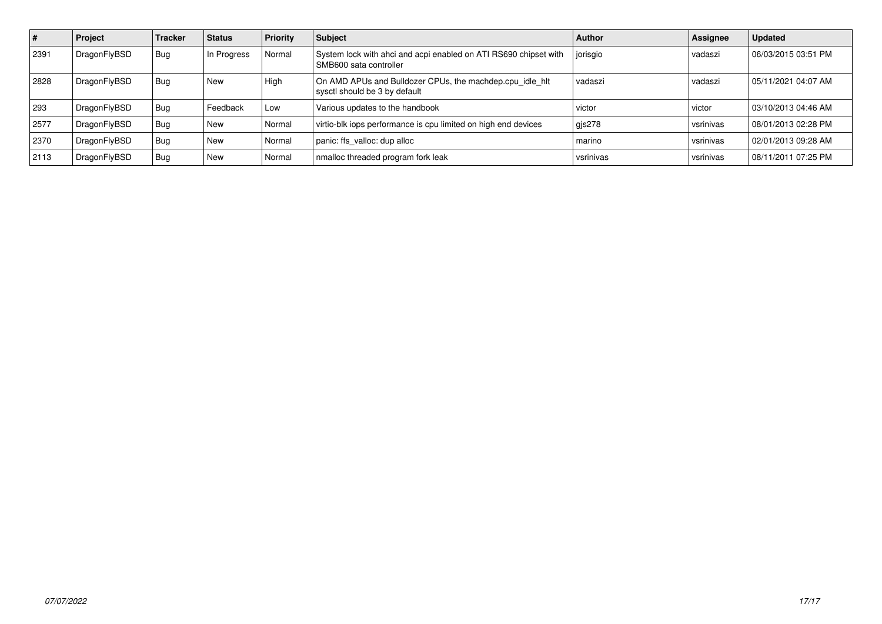| # | Project | Tracker | Status | Priority | Subject | Author | Assignee | Updated |
|---|---|---|---|---|---|---|---|---|
| 2391 | DragonFlyBSD | Bug | In Progress | Normal | System lock with ahci and acpi enabled on ATI RS690 chipset with SMB600 sata controller | jorisgio | vadaszi | 06/03/2015 03:51 PM |
| 2828 | DragonFlyBSD | Bug | New | High | On AMD APUs and Bulldozer CPUs, the machdep.cpu_idle_hlt sysctl should be 3 by default | vadaszi | vadaszi | 05/11/2021 04:07 AM |
| 293 | DragonFlyBSD | Bug | Feedback | Low | Various updates to the handbook | victor | victor | 03/10/2013 04:46 AM |
| 2577 | DragonFlyBSD | Bug | New | Normal | virtio-blk iops performance is cpu limited on high end devices | gjs278 | vsrinivas | 08/01/2013 02:28 PM |
| 2370 | DragonFlyBSD | Bug | New | Normal | panic: ffs_valloc: dup alloc | marino | vsrinivas | 02/01/2013 09:28 AM |
| 2113 | DragonFlyBSD | Bug | New | Normal | nmalloc threaded program fork leak | vsrinivas | vsrinivas | 08/11/2011 07:25 PM |